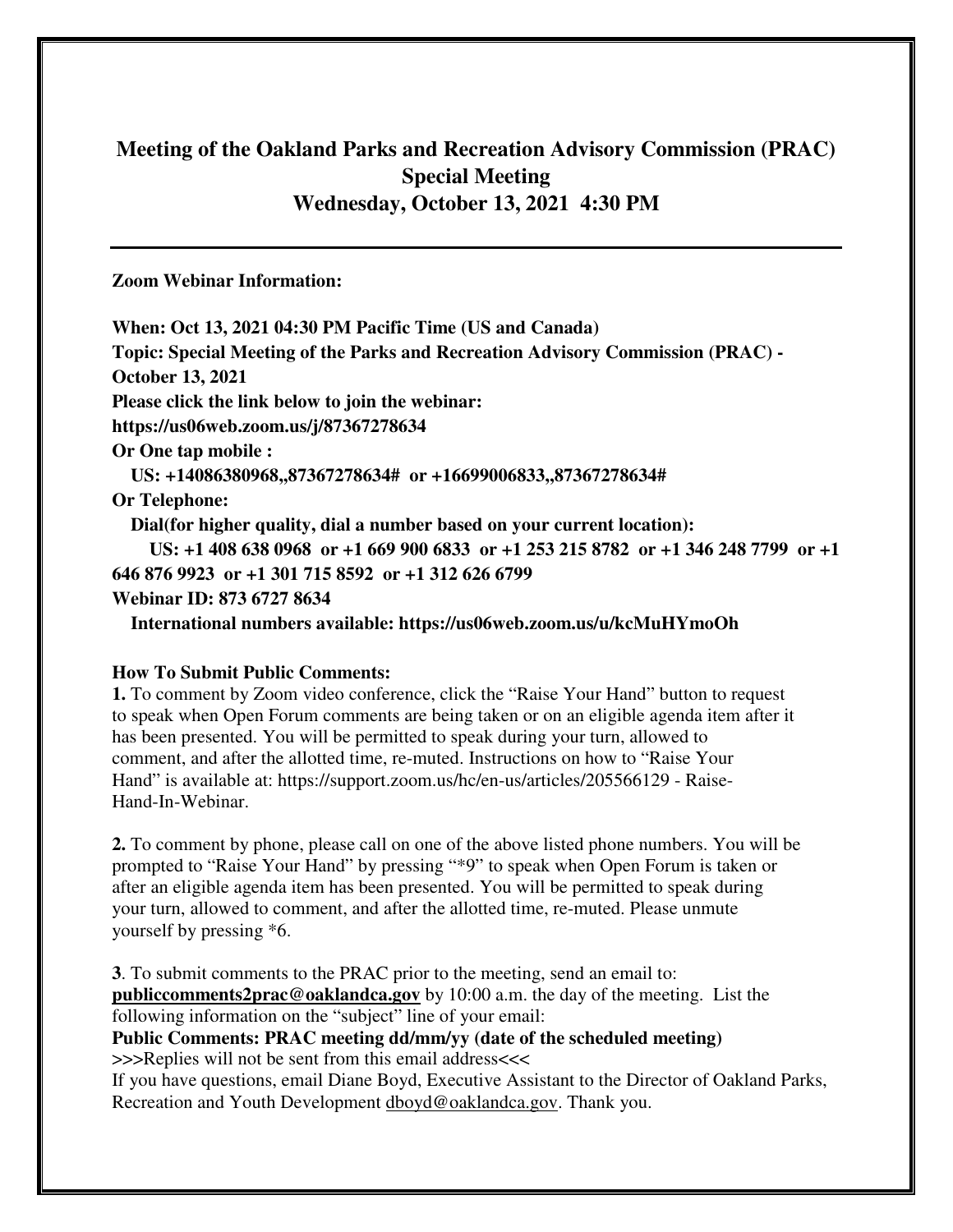# Meeting of the Oakland Parks and Recreation Advisory Commission (PRAC)
## Special Meeting
## Wednesday, October 13, 2021 4:30 PM

---

**Zoom Webinar Information:**

**When: Oct 13, 2021 04:30 PM Pacific Time (US and Canada)**
**Topic: Special Meeting of the Parks and Recreation Advisory Commission (PRAC) - October 13, 2021**
**Please click the link below to join the webinar:**
**https://us06web.zoom.us/j/87367278634**
**Or One tap mobile :**
**US: +14086380968,,87367278634# or +16699006833,,87367278634#**
**Or Telephone:**
**Dial(for higher quality, dial a number based on your current location):**
**US: +1 408 638 0968 or +1 669 900 6833 or +1 253 215 8782 or +1 346 248 7799 or +1 646 876 9923 or +1 301 715 8592 or +1 312 626 6799**
**Webinar ID: 873 6727 8634**
**International numbers available: https://us06web.zoom.us/u/kcMuHYmoOh**

**How To Submit Public Comments:**

**1.** To comment by Zoom video conference, click the "Raise Your Hand" button to request to speak when Open Forum comments are being taken or on an eligible agenda item after it has been presented. You will be permitted to speak during your turn, allowed to comment, and after the allotted time, re-muted. Instructions on how to "Raise Your Hand" is available at: https://support.zoom.us/hc/en-us/articles/205566129 - Raise-Hand-In-Webinar.

**2.** To comment by phone, please call on one of the above listed phone numbers. You will be prompted to "Raise Your Hand" by pressing "*9" to speak when Open Forum is taken or after an eligible agenda item has been presented. You will be permitted to speak during your turn, allowed to comment, and after the allotted time, re-muted. Please unmute yourself by pressing *6.

**3**. To submit comments to the PRAC prior to the meeting, send an email to: **publiccomments2prac@oaklandca.gov** by 10:00 a.m. the day of the meeting. List the following information on the "subject" line of your email:
**Public Comments: PRAC meeting dd/mm/yy (date of the scheduled meeting)**
**>>>**Replies will not be sent from this email address**<<<**
If you have questions, email Diane Boyd, Executive Assistant to the Director of Oakland Parks, Recreation and Youth Development dboyd@oaklandca.gov. Thank you.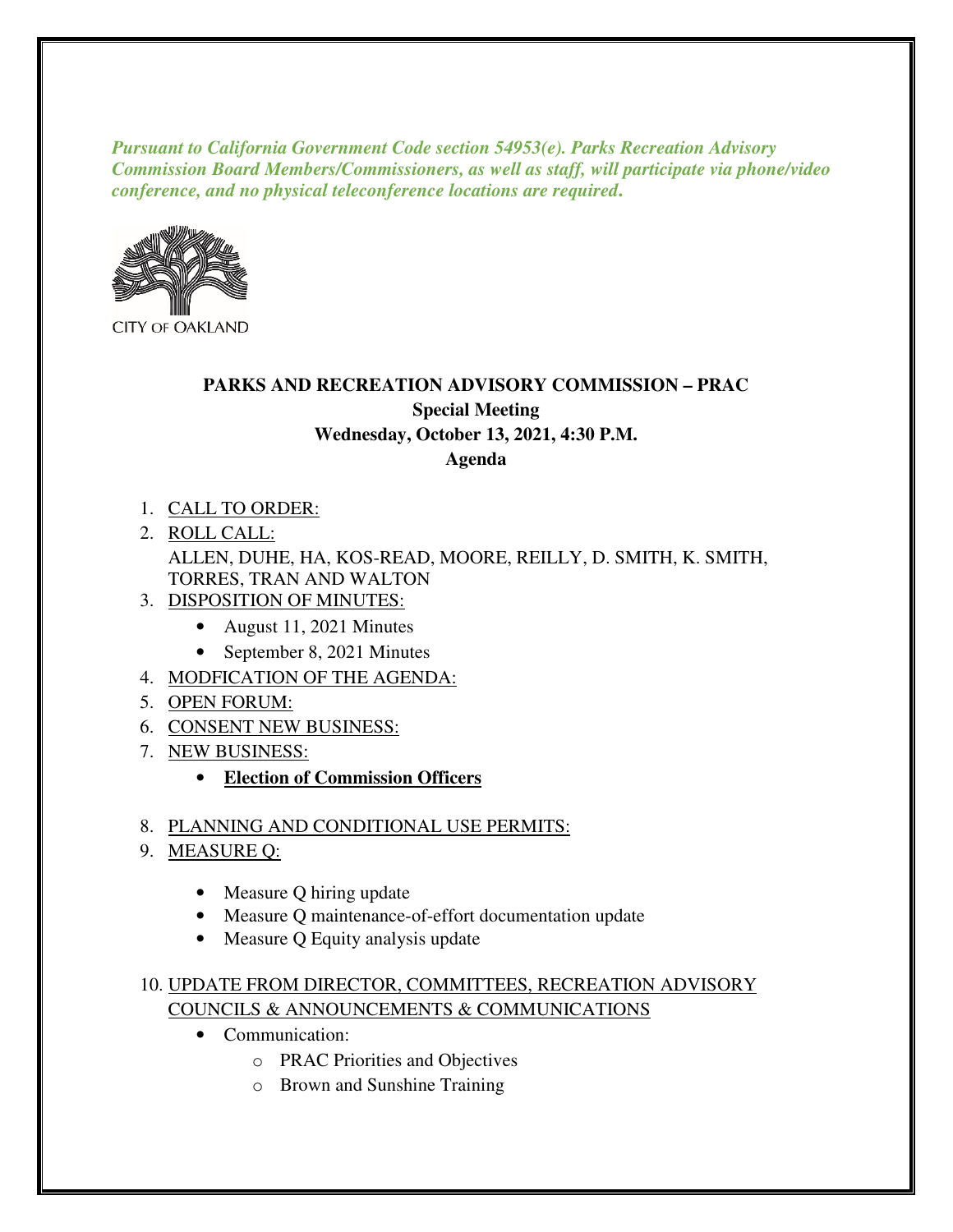***Pursuant to California Government Code section 54953(e). Parks Recreation Advisory Commission Board Members/Commissioners, as well as staff, will participate via phone/video conference, and no physical teleconference locations are required.***

CITY OF OAKLAND

**PARKS AND RECREATION ADVISORY COMMISSION – PRAC**
**Special Meeting**
**Wednesday, October 13, 2021, 4:30 P.M.**
**Agenda**

1. CALL TO ORDER:
2. ROLL CALL:
   ALLEN, DUHE, HA, KOS-READ, MOORE, REILLY, D. SMITH, K. SMITH, TORRES, TRAN AND WALTON
3. DISPOSITION OF MINUTES:
   - August 11, 2021 Minutes
   - September 8, 2021 Minutes
4. MODFICATION OF THE AGENDA:
5. OPEN FORUM:
6. CONSENT NEW BUSINESS:
7. NEW BUSINESS:
   - **Election of Commission Officers**
8. PLANNING AND CONDITIONAL USE PERMITS:
9. MEASURE Q:
   - Measure Q hiring update
   - Measure Q maintenance-of-effort documentation update
   - Measure Q Equity analysis update
10. UPDATE FROM DIRECTOR, COMMITTEES, RECREATION ADVISORY COUNCILS & ANNOUNCEMENTS & COMMUNICATIONS
    - Communication:
      - PRAC Priorities and Objectives
      - Brown and Sunshine Training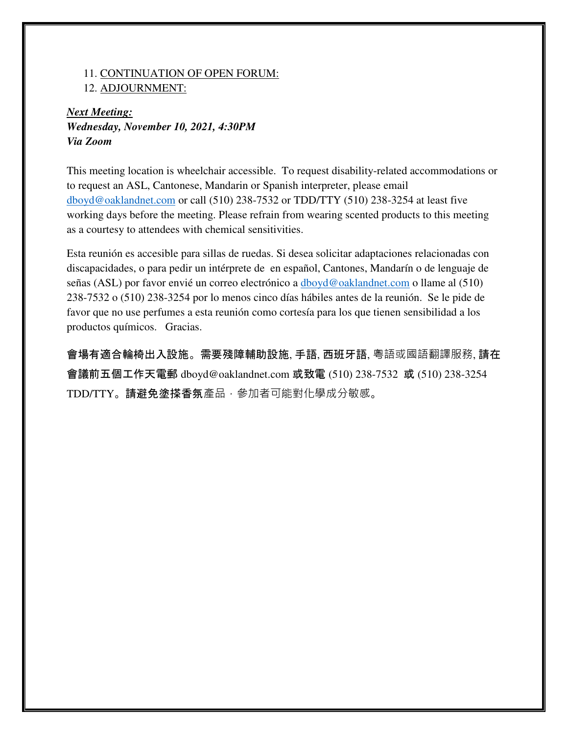11. <u>CONTINUATION OF OPEN FORUM:</u>
12. <u>ADJOURNMENT:</u>

***<u>Next Meeting:</u>***
***Wednesday, November 10, 2021, 4:30PM***
***Via Zoom***

This meeting location is wheelchair accessible. To request disability-related accommodations or to request an ASL, Cantonese, Mandarin or Spanish interpreter, please email dboyd@oaklandnet.com or call (510) 238-7532 or TDD/TTY (510) 238-3254 at least five working days before the meeting. Please refrain from wearing scented products to this meeting as a courtesy to attendees with chemical sensitivities.

Esta reunión es accesible para sillas de ruedas. Si desea solicitar adaptaciones relacionadas con discapacidades, o para pedir un intérprete de en español, Cantones, Mandarín o de lenguaje de señas (ASL) por favor envié un correo electrónico a dboyd@oaklandnet.com o llame al (510) 238-7532 o (510) 238-3254 por lo menos cinco días hábiles antes de la reunión. Se le pide de favor que no use perfumes a esta reunión como cortesía para los que tienen sensibilidad a los productos químicos. Gracias.

**會場有適合輪椅出入設施。需要殘障輔助設施, 手語, 西班牙語**, 粵語或國語翻譯服務, **請在會議前五個工作天電郵** dboyd@oaklandnet.com **或致電** (510) 238-7532 **或** (510) 238-3254 TDD/TTY。**請避免塗搽香氛**產品，參加者可能對化學成分敏感。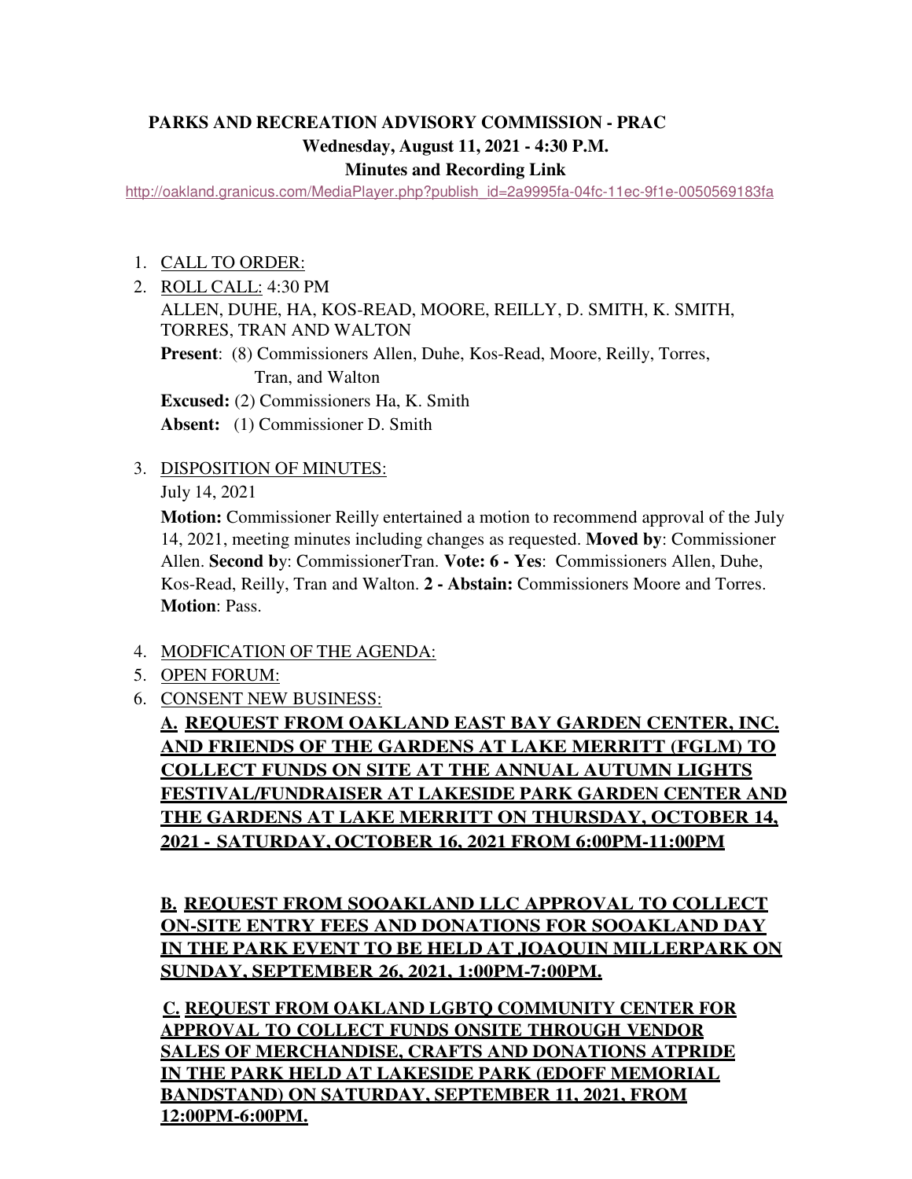**PARKS AND RECREATION ADVISORY COMMISSION - PRAC**
**Wednesday, August 11, 2021 - 4:30 P.M.**
**Minutes and Recording Link**

http://oakland.granicus.com/MediaPlayer.php?publish_id=2a9995fa-04fc-11ec-9f1e-0050569183fa

1. CALL TO ORDER:
2. ROLL CALL: 4:30 PM

   ALLEN, DUHE, HA, KOS-READ, MOORE, REILLY, D. SMITH, K. SMITH, TORRES, TRAN AND WALTON

   **Present**: (8) Commissioners Allen, Duhe, Kos-Read, Moore, Reilly, Torres, Tran, and Walton

   **Excused:** (2) Commissioners Ha, K. Smith

   **Absent:** (1) Commissioner D. Smith

3. DISPOSITION OF MINUTES:

   July 14, 2021

   **Motion:** Commissioner Reilly entertained a motion to recommend approval of the July 14, 2021, meeting minutes including changes as requested. **Moved by**: Commissioner Allen. **Second b**y: CommissionerTran. **Vote: 6 - Yes**: Commissioners Allen, Duhe, Kos-Read, Reilly, Tran and Walton. **2 - Abstain:** Commissioners Moore and Torres. **Motion**: Pass.

4. MODFICATION OF THE AGENDA:
5. OPEN FORUM:
6. CONSENT NEW BUSINESS:

   **A. REQUEST FROM OAKLAND EAST BAY GARDEN CENTER, INC. AND FRIENDS OF THE GARDENS AT LAKE MERRITT (FGLM) TO COLLECT FUNDS ON SITE AT THE ANNUAL AUTUMN LIGHTS FESTIVAL/FUNDRAISER AT LAKESIDE PARK GARDEN CENTER AND THE GARDENS AT LAKE MERRITT ON THURSDAY, OCTOBER 14, 2021 - SATURDAY, OCTOBER 16, 2021 FROM 6:00PM-11:00PM**

   **B. REQUEST FROM SOOAKLAND LLC APPROVAL TO COLLECT ON-SITE ENTRY FEES AND DONATIONS FOR SOOAKLAND DAY IN THE PARK EVENT TO BE HELD AT JOAQUIN MILLERPARK ON SUNDAY, SEPTEMBER 26, 2021, 1:00PM-7:00PM.**

   **C. REQUEST FROM OAKLAND LGBTQ COMMUNITY CENTER FOR APPROVAL TO COLLECT FUNDS ONSITE THROUGH VENDOR SALES OF MERCHANDISE, CRAFTS AND DONATIONS ATPRIDE IN THE PARK HELD AT LAKESIDE PARK (EDOFF MEMORIAL BANDSTAND) ON SATURDAY, SEPTEMBER 11, 2021, FROM 12:00PM-6:00PM.**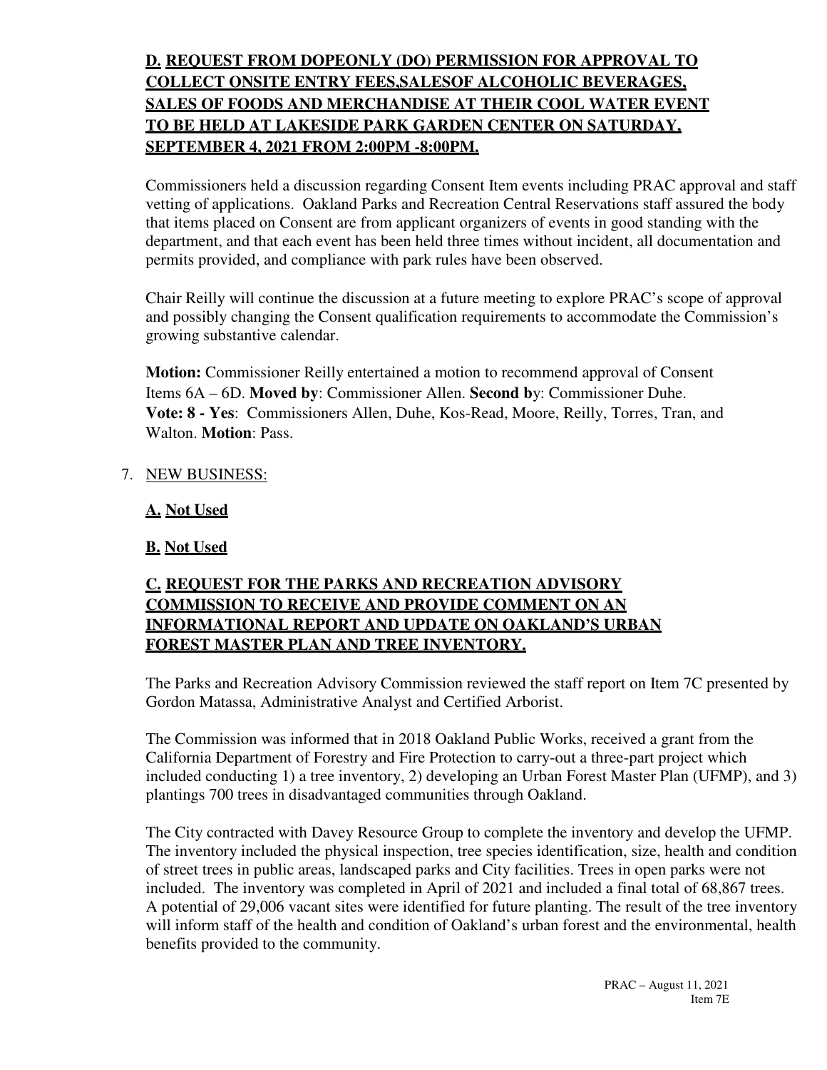**D. REQUEST FROM DOPEONLY (DO) PERMISSION FOR APPROVAL TO COLLECT ONSITE ENTRY FEES,SALESOF ALCOHOLIC BEVERAGES, SALES OF FOODS AND MERCHANDISE AT THEIR COOL WATER EVENT TO BE HELD AT LAKESIDE PARK GARDEN CENTER ON SATURDAY, SEPTEMBER 4, 2021 FROM 2:00PM -8:00PM.**

Commissioners held a discussion regarding Consent Item events including PRAC approval and staff vetting of applications. Oakland Parks and Recreation Central Reservations staff assured the body that items placed on Consent are from applicant organizers of events in good standing with the department, and that each event has been held three times without incident, all documentation and permits provided, and compliance with park rules have been observed.

Chair Reilly will continue the discussion at a future meeting to explore PRAC's scope of approval and possibly changing the Consent qualification requirements to accommodate the Commission's growing substantive calendar.

**Motion:** Commissioner Reilly entertained a motion to recommend approval of Consent Items 6A – 6D. **Moved by**: Commissioner Allen. **Second b**y: Commissioner Duhe. **Vote: 8 - Yes**: Commissioners Allen, Duhe, Kos-Read, Moore, Reilly, Torres, Tran, and Walton. **Motion**: Pass.

7. NEW BUSINESS:

**A. Not Used**

**B. Not Used**

**C. REQUEST FOR THE PARKS AND RECREATION ADVISORY COMMISSION TO RECEIVE AND PROVIDE COMMENT ON AN INFORMATIONAL REPORT AND UPDATE ON OAKLAND'S URBAN FOREST MASTER PLAN AND TREE INVENTORY.**

The Parks and Recreation Advisory Commission reviewed the staff report on Item 7C presented by Gordon Matassa, Administrative Analyst and Certified Arborist.

The Commission was informed that in 2018 Oakland Public Works, received a grant from the California Department of Forestry and Fire Protection to carry-out a three-part project which included conducting 1) a tree inventory, 2) developing an Urban Forest Master Plan (UFMP), and 3) plantings 700 trees in disadvantaged communities through Oakland.

The City contracted with Davey Resource Group to complete the inventory and develop the UFMP. The inventory included the physical inspection, tree species identification, size, health and condition of street trees in public areas, landscaped parks and City facilities. Trees in open parks were not included. The inventory was completed in April of 2021 and included a final total of 68,867 trees. A potential of 29,006 vacant sites were identified for future planting. The result of the tree inventory will inform staff of the health and condition of Oakland's urban forest and the environmental, health benefits provided to the community.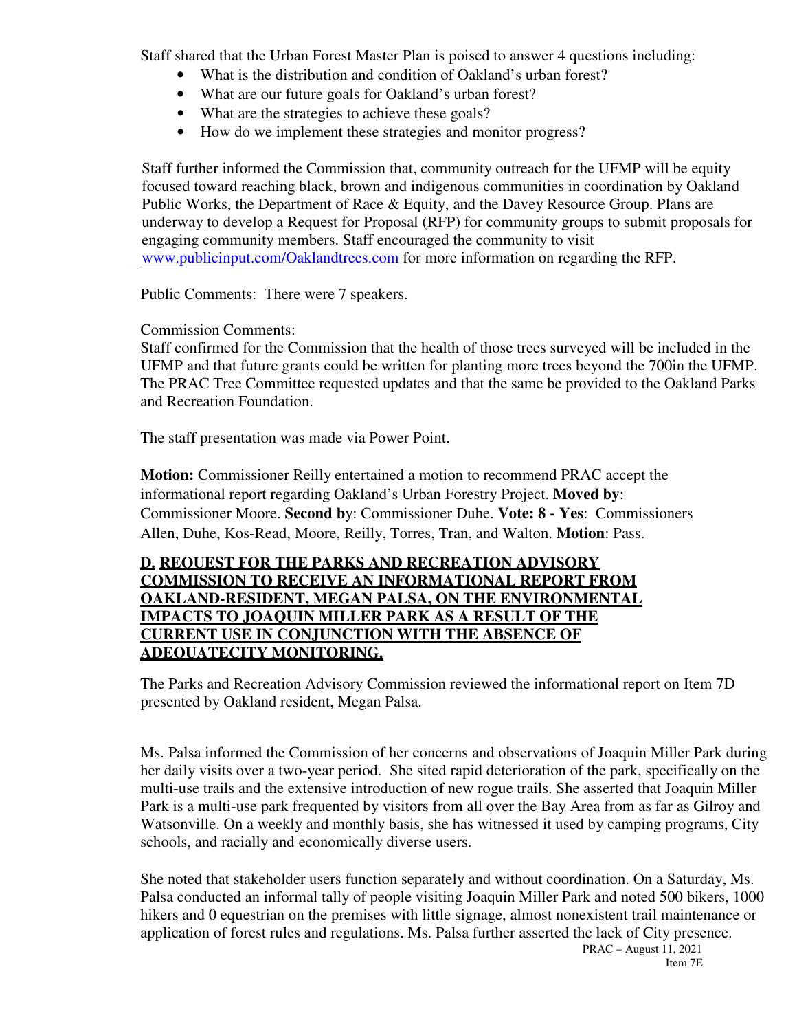Staff shared that the Urban Forest Master Plan is poised to answer 4 questions including:

- What is the distribution and condition of Oakland's urban forest?
- What are our future goals for Oakland's urban forest?
- What are the strategies to achieve these goals?
- How do we implement these strategies and monitor progress?

Staff further informed the Commission that, community outreach for the UFMP will be equity focused toward reaching black, brown and indigenous communities in coordination by Oakland Public Works, the Department of Race & Equity, and the Davey Resource Group. Plans are underway to develop a Request for Proposal (RFP) for community groups to submit proposals for engaging community members. Staff encouraged the community to visit www.publicinput.com/Oaklandtrees.com for more information on regarding the RFP.

Public Comments: There were 7 speakers.

Commission Comments:
Staff confirmed for the Commission that the health of those trees surveyed will be included in the UFMP and that future grants could be written for planting more trees beyond the 700in the UFMP. The PRAC Tree Committee requested updates and that the same be provided to the Oakland Parks and Recreation Foundation.

The staff presentation was made via Power Point.

**Motion:** Commissioner Reilly entertained a motion to recommend PRAC accept the informational report regarding Oakland's Urban Forestry Project. **Moved by**: Commissioner Moore. **Second by**: Commissioner Duhe. **Vote: 8 - Yes**: Commissioners Allen, Duhe, Kos-Read, Moore, Reilly, Torres, Tran, and Walton. **Motion**: Pass.

**D. REQUEST FOR THE PARKS AND RECREATION ADVISORY COMMISSION TO RECEIVE AN INFORMATIONAL REPORT FROM OAKLAND-RESIDENT, MEGAN PALSA, ON THE ENVIRONMENTAL IMPACTS TO JOAQUIN MILLER PARK AS A RESULT OF THE CURRENT USE IN CONJUNCTION WITH THE ABSENCE OF ADEQUATECITY MONITORING.**

The Parks and Recreation Advisory Commission reviewed the informational report on Item 7D presented by Oakland resident, Megan Palsa.

Ms. Palsa informed the Commission of her concerns and observations of Joaquin Miller Park during her daily visits over a two-year period. She sited rapid deterioration of the park, specifically on the multi-use trails and the extensive introduction of new rogue trails. She asserted that Joaquin Miller Park is a multi-use park frequented by visitors from all over the Bay Area from as far as Gilroy and Watsonville. On a weekly and monthly basis, she has witnessed it used by camping programs, City schools, and racially and economically diverse users.

She noted that stakeholder users function separately and without coordination. On a Saturday, Ms. Palsa conducted an informal tally of people visiting Joaquin Miller Park and noted 500 bikers, 1000 hikers and 0 equestrian on the premises with little signage, almost nonexistent trail maintenance or application of forest rules and regulations. Ms. Palsa further asserted the lack of City presence.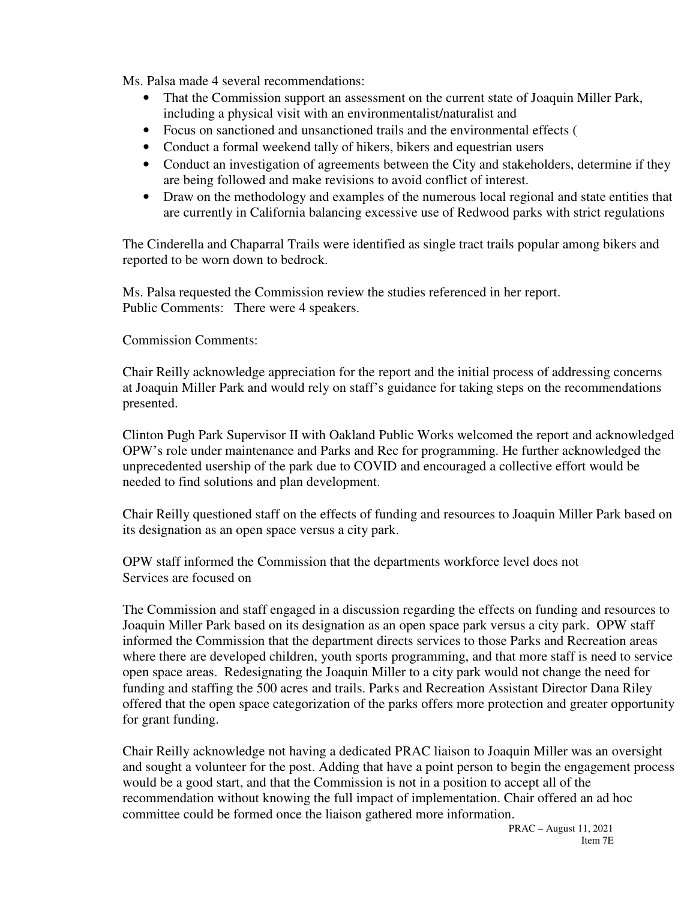Ms. Palsa made 4 several recommendations:

- That the Commission support an assessment on the current state of Joaquin Miller Park, including a physical visit with an environmentalist/naturalist and
- Focus on sanctioned and unsanctioned trails and the environmental effects (
- Conduct a formal weekend tally of hikers, bikers and equestrian users
- Conduct an investigation of agreements between the City and stakeholders, determine if they are being followed and make revisions to avoid conflict of interest.
- Draw on the methodology and examples of the numerous local regional and state entities that are currently in California balancing excessive use of Redwood parks with strict regulations

The Cinderella and Chaparral Trails were identified as single tract trails popular among bikers and reported to be worn down to bedrock.

Ms. Palsa requested the Commission review the studies referenced in her report.
Public Comments: There were 4 speakers.

Commission Comments:

Chair Reilly acknowledge appreciation for the report and the initial process of addressing concerns at Joaquin Miller Park and would rely on staff's guidance for taking steps on the recommendations presented.

Clinton Pugh Park Supervisor II with Oakland Public Works welcomed the report and acknowledged OPW's role under maintenance and Parks and Rec for programming. He further acknowledged the unprecedented usership of the park due to COVID and encouraged a collective effort would be needed to find solutions and plan development.

Chair Reilly questioned staff on the effects of funding and resources to Joaquin Miller Park based on its designation as an open space versus a city park.

OPW staff informed the Commission that the departments workforce level does not
Services are focused on

The Commission and staff engaged in a discussion regarding the effects on funding and resources to Joaquin Miller Park based on its designation as an open space park versus a city park. OPW staff informed the Commission that the department directs services to those Parks and Recreation areas where there are developed children, youth sports programming, and that more staff is need to service open space areas. Redesignating the Joaquin Miller to a city park would not change the need for funding and staffing the 500 acres and trails. Parks and Recreation Assistant Director Dana Riley offered that the open space categorization of the parks offers more protection and greater opportunity for grant funding.

Chair Reilly acknowledge not having a dedicated PRAC liaison to Joaquin Miller was an oversight and sought a volunteer for the post. Adding that have a point person to begin the engagement process would be a good start, and that the Commission is not in a position to accept all of the recommendation without knowing the full impact of implementation. Chair offered an ad hoc committee could be formed once the liaison gathered more information.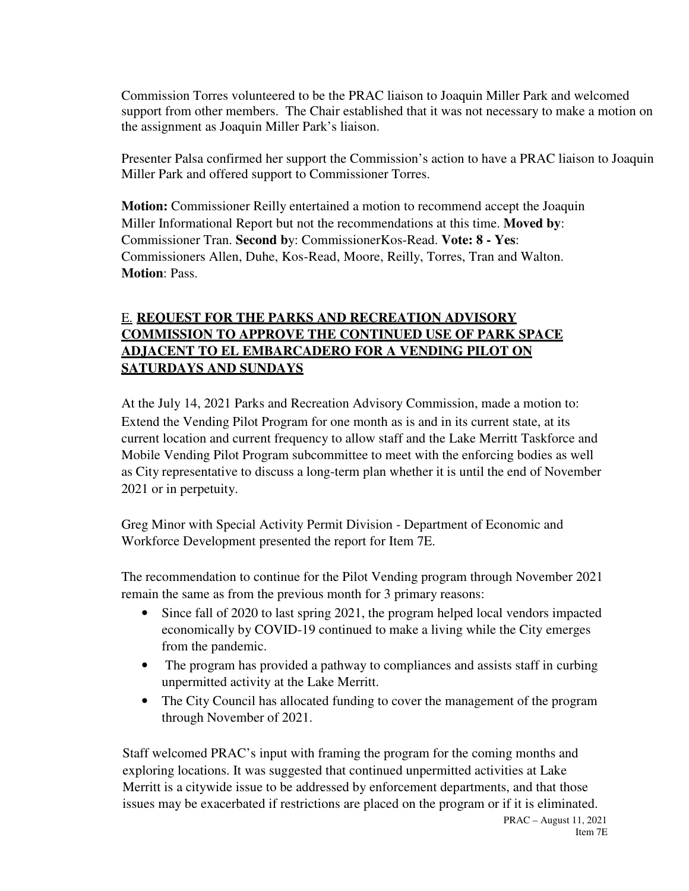Commission Torres volunteered to be the PRAC liaison to Joaquin Miller Park and welcomed support from other members. The Chair established that it was not necessary to make a motion on the assignment as Joaquin Miller Park's liaison.

Presenter Palsa confirmed her support the Commission's action to have a PRAC liaison to Joaquin Miller Park and offered support to Commissioner Torres.

**Motion:** Commissioner Reilly entertained a motion to recommend accept the Joaquin Miller Informational Report but not the recommendations at this time. **Moved by**: Commissioner Tran. **Second by**: CommissionerKos-Read. **Vote: 8 - Yes**: Commissioners Allen, Duhe, Kos-Read, Moore, Reilly, Torres, Tran and Walton. **Motion**: Pass.

## E. **REQUEST FOR THE PARKS AND RECREATION ADVISORY COMMISSION TO APPROVE THE CONTINUED USE OF PARK SPACE ADJACENT TO EL EMBARCADERO FOR A VENDING PILOT ON SATURDAYS AND SUNDAYS**

At the July 14, 2021 Parks and Recreation Advisory Commission, made a motion to: Extend the Vending Pilot Program for one month as is and in its current state, at its current location and current frequency to allow staff and the Lake Merritt Taskforce and Mobile Vending Pilot Program subcommittee to meet with the enforcing bodies as well as City representative to discuss a long-term plan whether it is until the end of November 2021 or in perpetuity.

Greg Minor with Special Activity Permit Division - Department of Economic and Workforce Development presented the report for Item 7E.

The recommendation to continue for the Pilot Vending program through November 2021 remain the same as from the previous month for 3 primary reasons:

- Since fall of 2020 to last spring 2021, the program helped local vendors impacted economically by COVID-19 continued to make a living while the City emerges from the pandemic.
- The program has provided a pathway to compliances and assists staff in curbing unpermitted activity at the Lake Merritt.
- The City Council has allocated funding to cover the management of the program through November of 2021.

Staff welcomed PRAC's input with framing the program for the coming months and exploring locations. It was suggested that continued unpermitted activities at Lake Merritt is a citywide issue to be addressed by enforcement departments, and that those issues may be exacerbated if restrictions are placed on the program or if it is eliminated.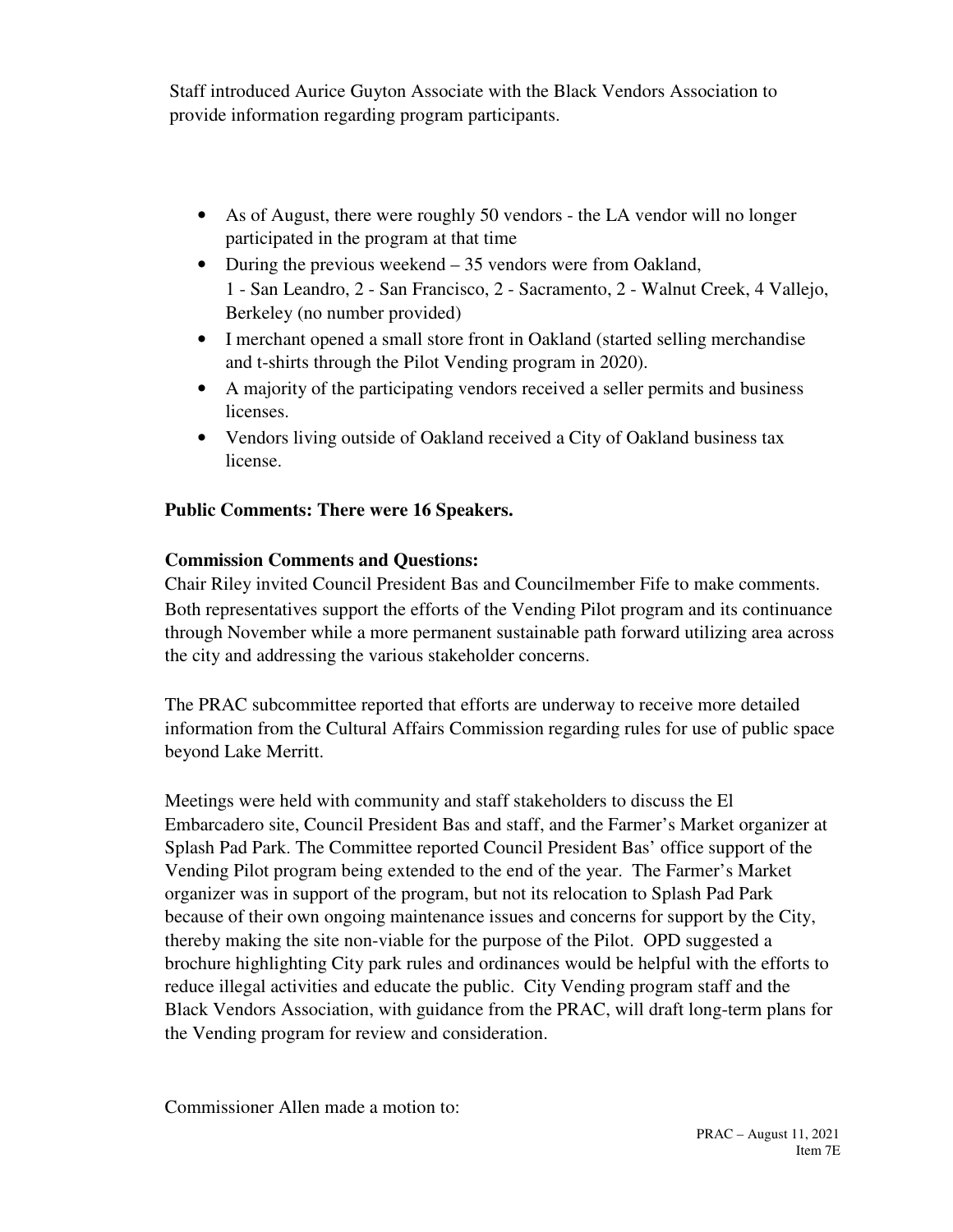Staff introduced Aurice Guyton Associate with the Black Vendors Association to provide information regarding program participants.

- As of August, there were roughly 50 vendors - the LA vendor will no longer participated in the program at that time
- During the previous weekend – 35 vendors were from Oakland, 1 - San Leandro, 2 - San Francisco, 2 - Sacramento, 2 - Walnut Creek, 4 Vallejo, Berkeley (no number provided)
- I merchant opened a small store front in Oakland (started selling merchandise and t-shirts through the Pilot Vending program in 2020).
- A majority of the participating vendors received a seller permits and business licenses.
- Vendors living outside of Oakland received a City of Oakland business tax license.

**Public Comments: There were 16 Speakers.**

**Commission Comments and Questions:**

Chair Riley invited Council President Bas and Councilmember Fife to make comments. Both representatives support the efforts of the Vending Pilot program and its continuance through November while a more permanent sustainable path forward utilizing area across the city and addressing the various stakeholder concerns.

The PRAC subcommittee reported that efforts are underway to receive more detailed information from the Cultural Affairs Commission regarding rules for use of public space beyond Lake Merritt.

Meetings were held with community and staff stakeholders to discuss the El Embarcadero site, Council President Bas and staff, and the Farmer's Market organizer at Splash Pad Park. The Committee reported Council President Bas' office support of the Vending Pilot program being extended to the end of the year. The Farmer's Market organizer was in support of the program, but not its relocation to Splash Pad Park because of their own ongoing maintenance issues and concerns for support by the City, thereby making the site non-viable for the purpose of the Pilot. OPD suggested a brochure highlighting City park rules and ordinances would be helpful with the efforts to reduce illegal activities and educate the public. City Vending program staff and the Black Vendors Association, with guidance from the PRAC, will draft long-term plans for the Vending program for review and consideration.

Commissioner Allen made a motion to: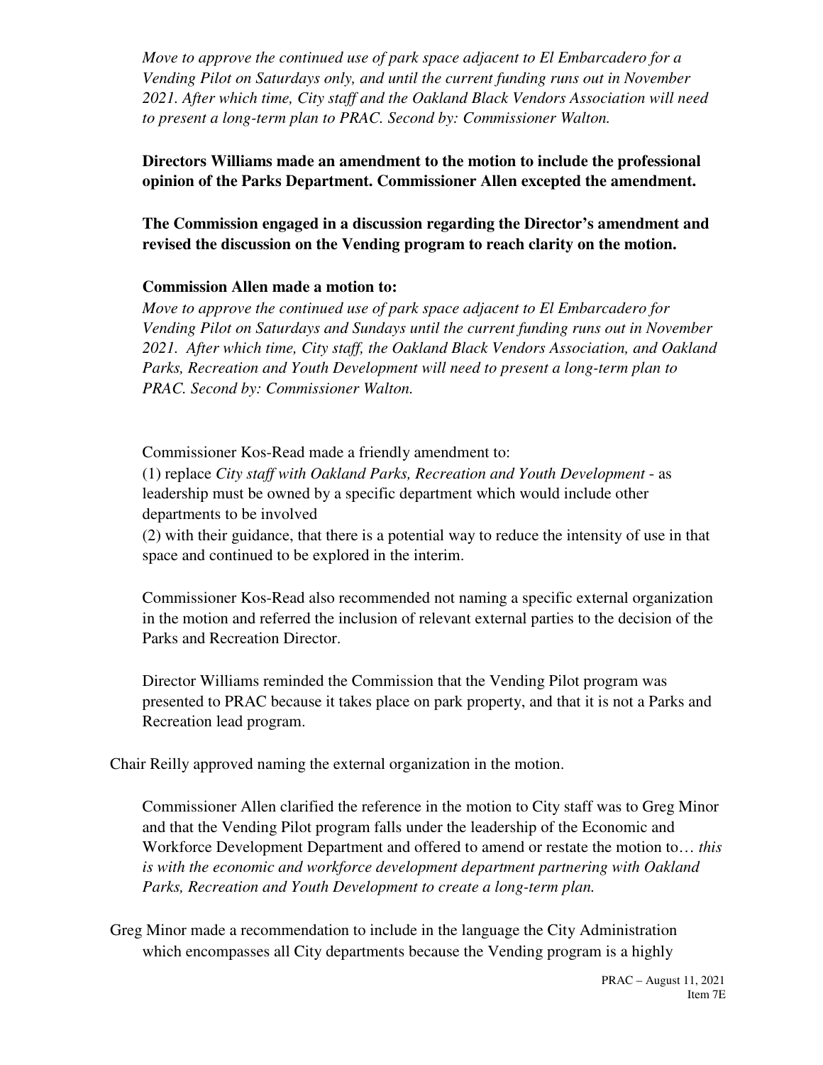*Move to approve the continued use of park space adjacent to El Embarcadero for a Vending Pilot on Saturdays only, and until the current funding runs out in November 2021. After which time, City staff and the Oakland Black Vendors Association will need to present a long-term plan to PRAC. Second by: Commissioner Walton.*

**Directors Williams made an amendment to the motion to include the professional opinion of the Parks Department. Commissioner Allen excepted the amendment.**

**The Commission engaged in a discussion regarding the Director's amendment and revised the discussion on the Vending program to reach clarity on the motion.**

**Commission Allen made a motion to:**

*Move to approve the continued use of park space adjacent to El Embarcadero for Vending Pilot on Saturdays and Sundays until the current funding runs out in November 2021. After which time, City staff, the Oakland Black Vendors Association, and Oakland Parks, Recreation and Youth Development will need to present a long-term plan to PRAC. Second by: Commissioner Walton.*

Commissioner Kos-Read made a friendly amendment to:

(1) replace *City staff with Oakland Parks, Recreation and Youth Development* - as leadership must be owned by a specific department which would include other departments to be involved

(2) with their guidance, that there is a potential way to reduce the intensity of use in that space and continued to be explored in the interim.

Commissioner Kos-Read also recommended not naming a specific external organization in the motion and referred the inclusion of relevant external parties to the decision of the Parks and Recreation Director.

Director Williams reminded the Commission that the Vending Pilot program was presented to PRAC because it takes place on park property, and that it is not a Parks and Recreation lead program.

Chair Reilly approved naming the external organization in the motion.

Commissioner Allen clarified the reference in the motion to City staff was to Greg Minor and that the Vending Pilot program falls under the leadership of the Economic and Workforce Development Department and offered to amend or restate the motion to… *this is with the economic and workforce development department partnering with Oakland Parks, Recreation and Youth Development to create a long-term plan.*

Greg Minor made a recommendation to include in the language the City Administration which encompasses all City departments because the Vending program is a highly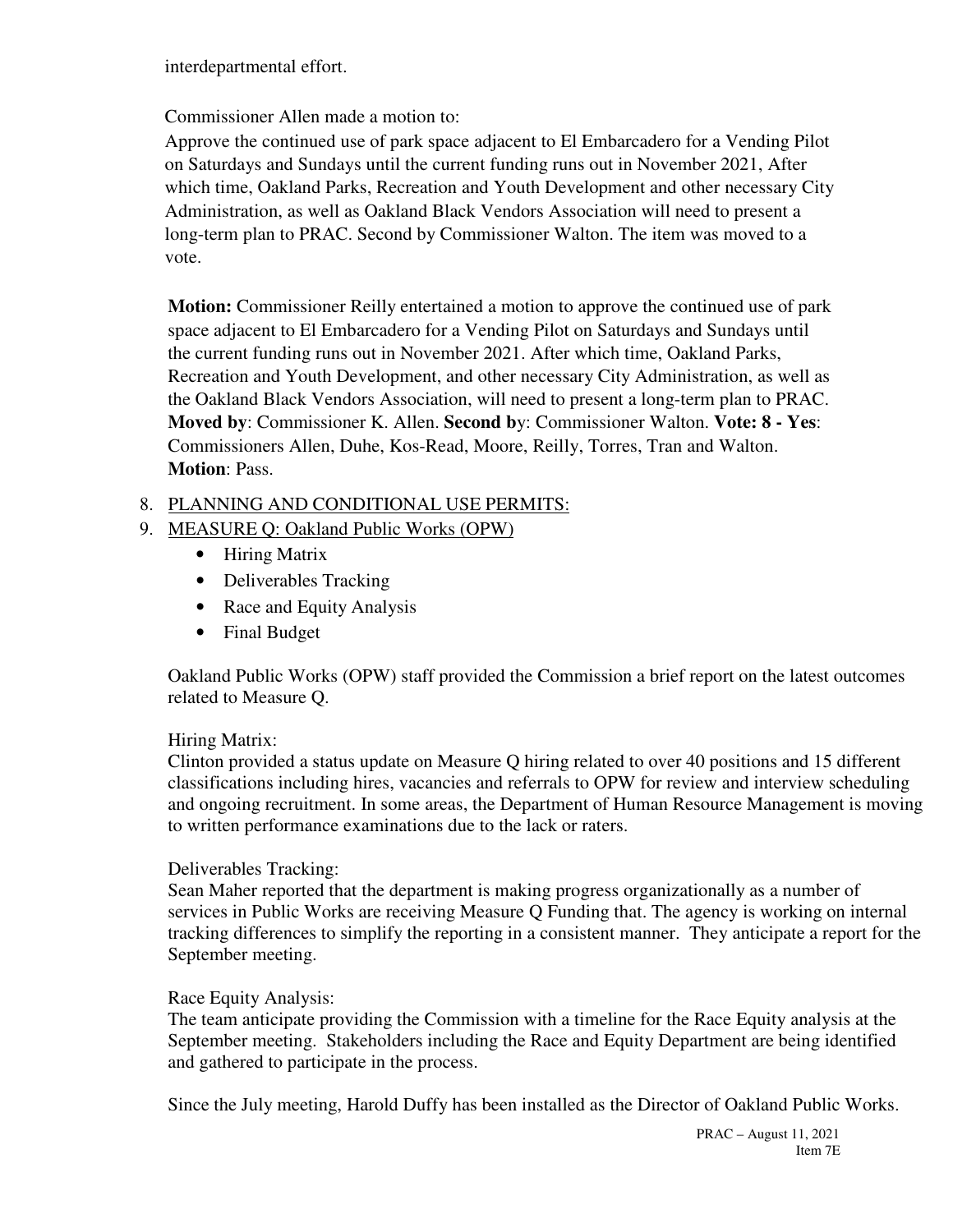interdepartmental effort.

Commissioner Allen made a motion to:
Approve the continued use of park space adjacent to El Embarcadero for a Vending Pilot on Saturdays and Sundays until the current funding runs out in November 2021, After which time, Oakland Parks, Recreation and Youth Development and other necessary City Administration, as well as Oakland Black Vendors Association will need to present a long-term plan to PRAC. Second by Commissioner Walton. The item was moved to a vote.

**Motion:** Commissioner Reilly entertained a motion to approve the continued use of park space adjacent to El Embarcadero for a Vending Pilot on Saturdays and Sundays until the current funding runs out in November 2021. After which time, Oakland Parks, Recreation and Youth Development, and other necessary City Administration, as well as the Oakland Black Vendors Association, will need to present a long-term plan to PRAC. **Moved by**: Commissioner K. Allen. **Second by**: Commissioner Walton. **Vote: 8 - Yes**: Commissioners Allen, Duhe, Kos-Read, Moore, Reilly, Torres, Tran and Walton. **Motion**: Pass.

8. PLANNING AND CONDITIONAL USE PERMITS:
9. MEASURE Q: Oakland Public Works (OPW)
   - Hiring Matrix
   - Deliverables Tracking
   - Race and Equity Analysis
   - Final Budget

Oakland Public Works (OPW) staff provided the Commission a brief report on the latest outcomes related to Measure Q.

Hiring Matrix:
Clinton provided a status update on Measure Q hiring related to over 40 positions and 15 different classifications including hires, vacancies and referrals to OPW for review and interview scheduling and ongoing recruitment. In some areas, the Department of Human Resource Management is moving to written performance examinations due to the lack or raters.

Deliverables Tracking:
Sean Maher reported that the department is making progress organizationally as a number of services in Public Works are receiving Measure Q Funding that. The agency is working on internal tracking differences to simplify the reporting in a consistent manner. They anticipate a report for the September meeting.

Race Equity Analysis:
The team anticipate providing the Commission with a timeline for the Race Equity analysis at the September meeting. Stakeholders including the Race and Equity Department are being identified and gathered to participate in the process.

Since the July meeting, Harold Duffy has been installed as the Director of Oakland Public Works.

PRAC – August 11, 2021
Item 7E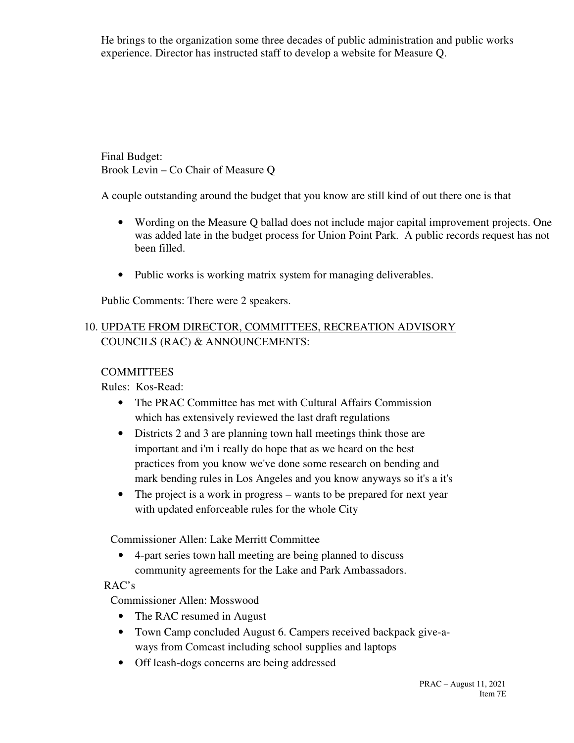He brings to the organization some three decades of public administration and public works experience. Director has instructed staff to develop a website for Measure Q.

Final Budget:
Brook Levin – Co Chair of Measure Q

A couple outstanding around the budget that you know are still kind of out there one is that

- Wording on the Measure Q ballad does not include major capital improvement projects. One was added late in the budget process for Union Point Park. A public records request has not been filled.
- Public works is working matrix system for managing deliverables.

Public Comments: There were 2 speakers.

10. UPDATE FROM DIRECTOR, COMMITTEES, RECREATION ADVISORY COUNCILS (RAC) & ANNOUNCEMENTS:

COMMITTEES
Rules: Kos-Read:

- The PRAC Committee has met with Cultural Affairs Commission which has extensively reviewed the last draft regulations
- Districts 2 and 3 are planning town hall meetings think those are important and i'm i really do hope that as we heard on the best practices from you know we've done some research on bending and mark bending rules in Los Angeles and you know anyways so it's a it's
- The project is a work in progress – wants to be prepared for next year with updated enforceable rules for the whole City

Commissioner Allen: Lake Merritt Committee

- 4-part series town hall meeting are being planned to discuss community agreements for the Lake and Park Ambassadors.

RAC's

Commissioner Allen: Mosswood

- The RAC resumed in August
- Town Camp concluded August 6. Campers received backpack give-a-ways from Comcast including school supplies and laptops
- Off leash-dogs concerns are being addressed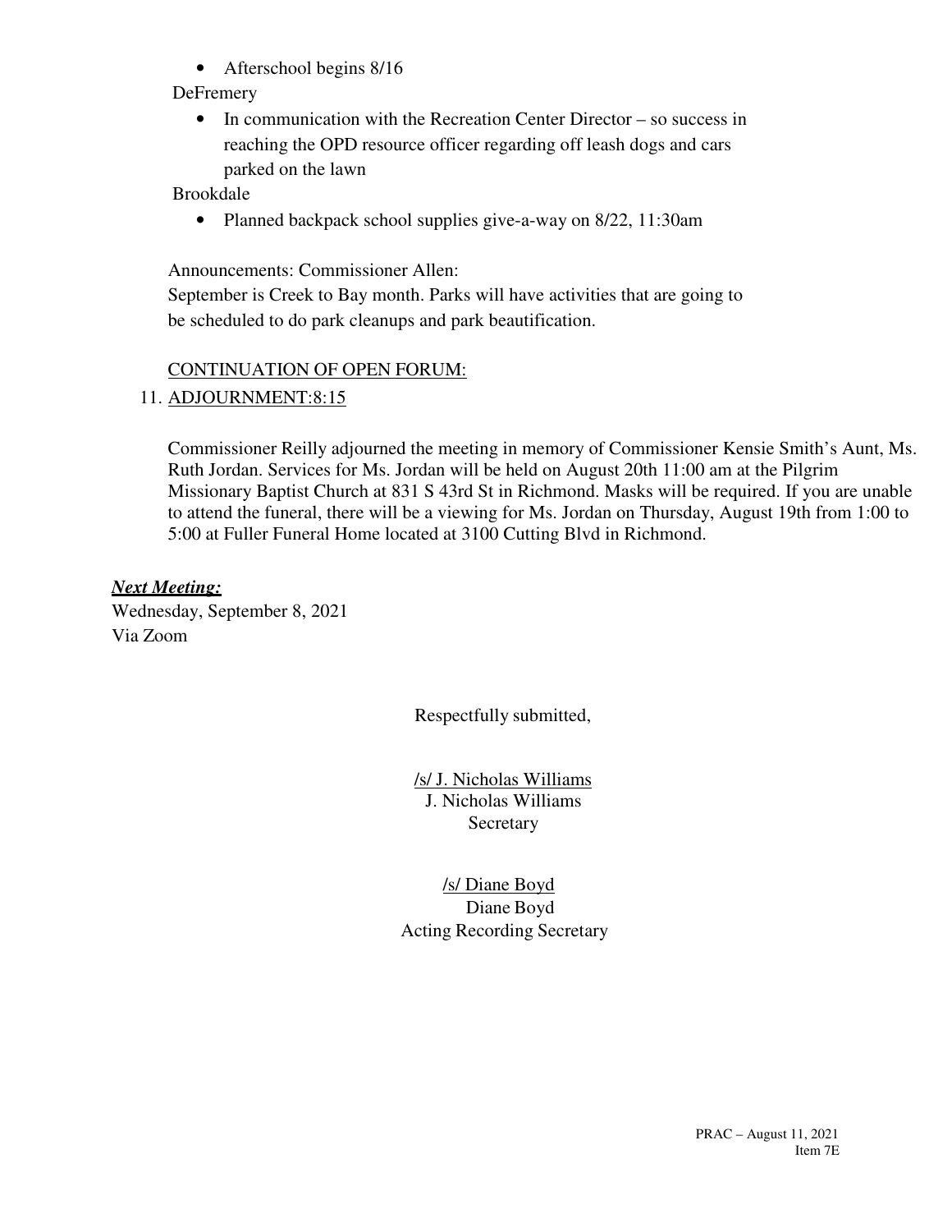- Afterschool begins 8/16

DeFremery

- In communication with the Recreation Center Director – so success in reaching the OPD resource officer regarding off leash dogs and cars parked on the lawn

Brookdale

- Planned backpack school supplies give-a-way on 8/22, 11:30am

Announcements: Commissioner Allen:
September is Creek to Bay month. Parks will have activities that are going to be scheduled to do park cleanups and park beautification.

CONTINUATION OF OPEN FORUM:

11. ADJOURNMENT:8:15

Commissioner Reilly adjourned the meeting in memory of Commissioner Kensie Smith's Aunt, Ms. Ruth Jordan. Services for Ms. Jordan will be held on August 20th 11:00 am at the Pilgrim Missionary Baptist Church at 831 S 43rd St in Richmond. Masks will be required. If you are unable to attend the funeral, there will be a viewing for Ms. Jordan on Thursday, August 19th from 1:00 to 5:00 at Fuller Funeral Home located at 3100 Cutting Blvd in Richmond.

***Next Meeting:***
Wednesday, September 8, 2021
Via Zoom

Respectfully submitted,

/s/ J. Nicholas Williams
J. Nicholas Williams
Secretary

/s/ Diane Boyd
Diane Boyd
Acting Recording Secretary

PRAC – August 11, 2021
Item 7E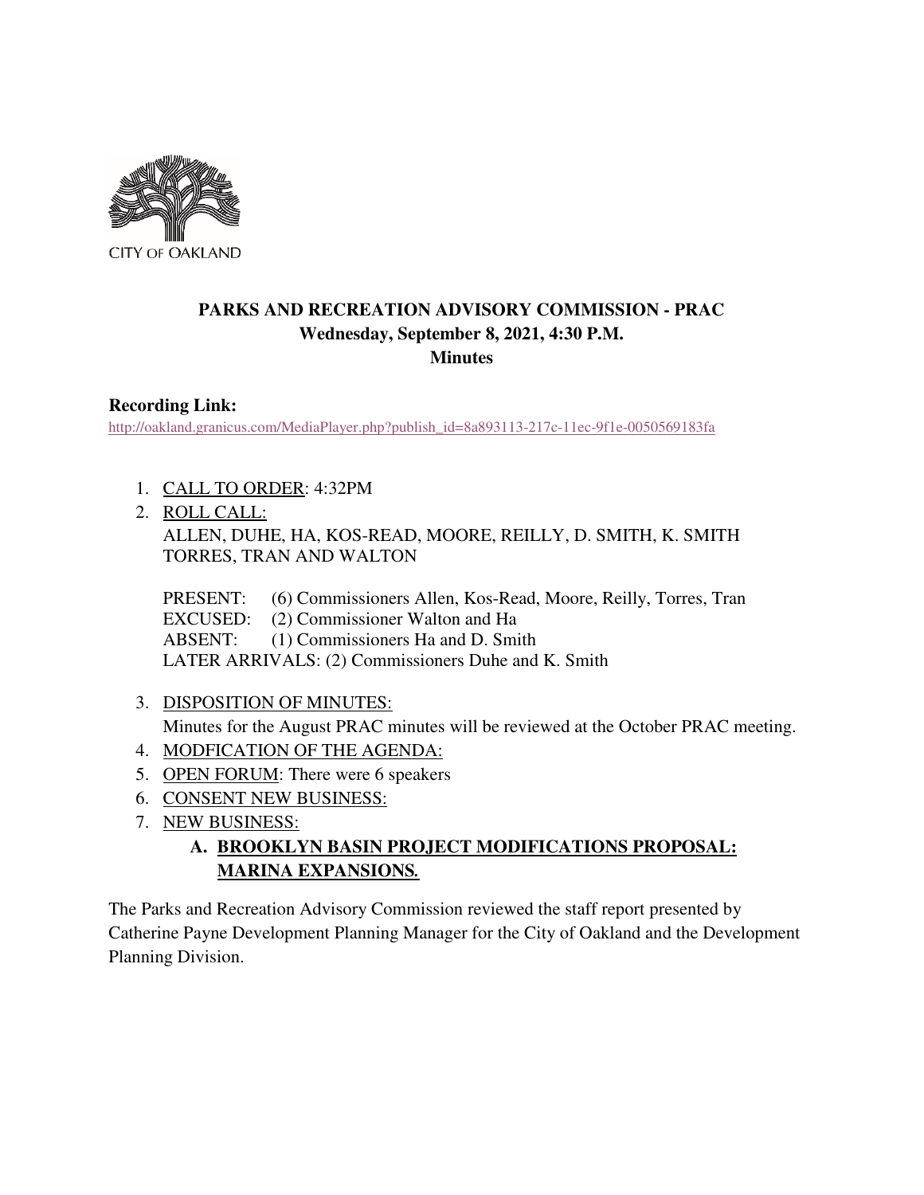CITY OF OAKLAND

**PARKS AND RECREATION ADVISORY COMMISSION - PRAC**
**Wednesday, September 8, 2021, 4:30 P.M.**
**Minutes**

**Recording Link:**
http://oakland.granicus.com/MediaPlayer.php?publish_id=8a893113-217c-11ec-9f1e-0050569183fa

1. CALL TO ORDER: 4:32PM
2. ROLL CALL:
   ALLEN, DUHE, HA, KOS-READ, MOORE, REILLY, D. SMITH, K. SMITH TORRES, TRAN AND WALTON

   PRESENT: (6) Commissioners Allen, Kos-Read, Moore, Reilly, Torres, Tran
   EXCUSED: (2) Commissioner Walton and Ha
   ABSENT: (1) Commissioners Ha and D. Smith
   LATER ARRIVALS: (2) Commissioners Duhe and K. Smith

3. DISPOSITION OF MINUTES:
   Minutes for the August PRAC minutes will be reviewed at the October PRAC meeting.
4. MODFICATION OF THE AGENDA:
5. OPEN FORUM: There were 6 speakers
6. CONSENT NEW BUSINESS:
7. NEW BUSINESS:
   **A. BROOKLYN BASIN PROJECT MODIFICATIONS PROPOSAL: MARINA EXPANSIONS.**

The Parks and Recreation Advisory Commission reviewed the staff report presented by Catherine Payne Development Planning Manager for the City of Oakland and the Development Planning Division.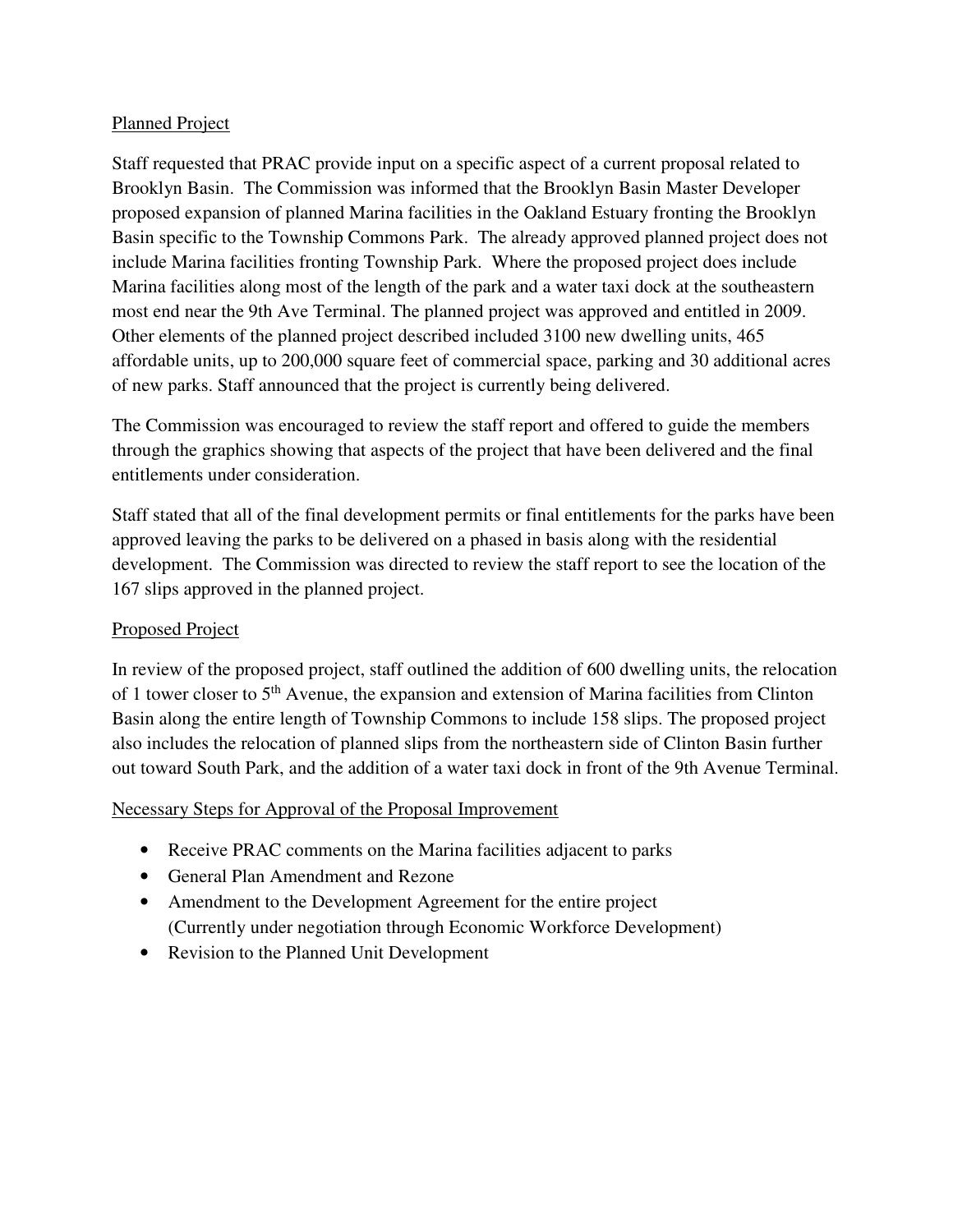Planned Project

Staff requested that PRAC provide input on a specific aspect of a current proposal related to Brooklyn Basin. The Commission was informed that the Brooklyn Basin Master Developer proposed expansion of planned Marina facilities in the Oakland Estuary fronting the Brooklyn Basin specific to the Township Commons Park. The already approved planned project does not include Marina facilities fronting Township Park. Where the proposed project does include Marina facilities along most of the length of the park and a water taxi dock at the southeastern most end near the 9th Ave Terminal. The planned project was approved and entitled in 2009. Other elements of the planned project described included 3100 new dwelling units, 465 affordable units, up to 200,000 square feet of commercial space, parking and 30 additional acres of new parks. Staff announced that the project is currently being delivered.

The Commission was encouraged to review the staff report and offered to guide the members through the graphics showing that aspects of the project that have been delivered and the final entitlements under consideration.

Staff stated that all of the final development permits or final entitlements for the parks have been approved leaving the parks to be delivered on a phased in basis along with the residential development. The Commission was directed to review the staff report to see the location of the 167 slips approved in the planned project.

Proposed Project

In review of the proposed project, staff outlined the addition of 600 dwelling units, the relocation of 1 tower closer to 5th Avenue, the expansion and extension of Marina facilities from Clinton Basin along the entire length of Township Commons to include 158 slips. The proposed project also includes the relocation of planned slips from the northeastern side of Clinton Basin further out toward South Park, and the addition of a water taxi dock in front of the 9th Avenue Terminal.

Necessary Steps for Approval of the Proposal Improvement

- Receive PRAC comments on the Marina facilities adjacent to parks
- General Plan Amendment and Rezone
- Amendment to the Development Agreement for the entire project (Currently under negotiation through Economic Workforce Development)
- Revision to the Planned Unit Development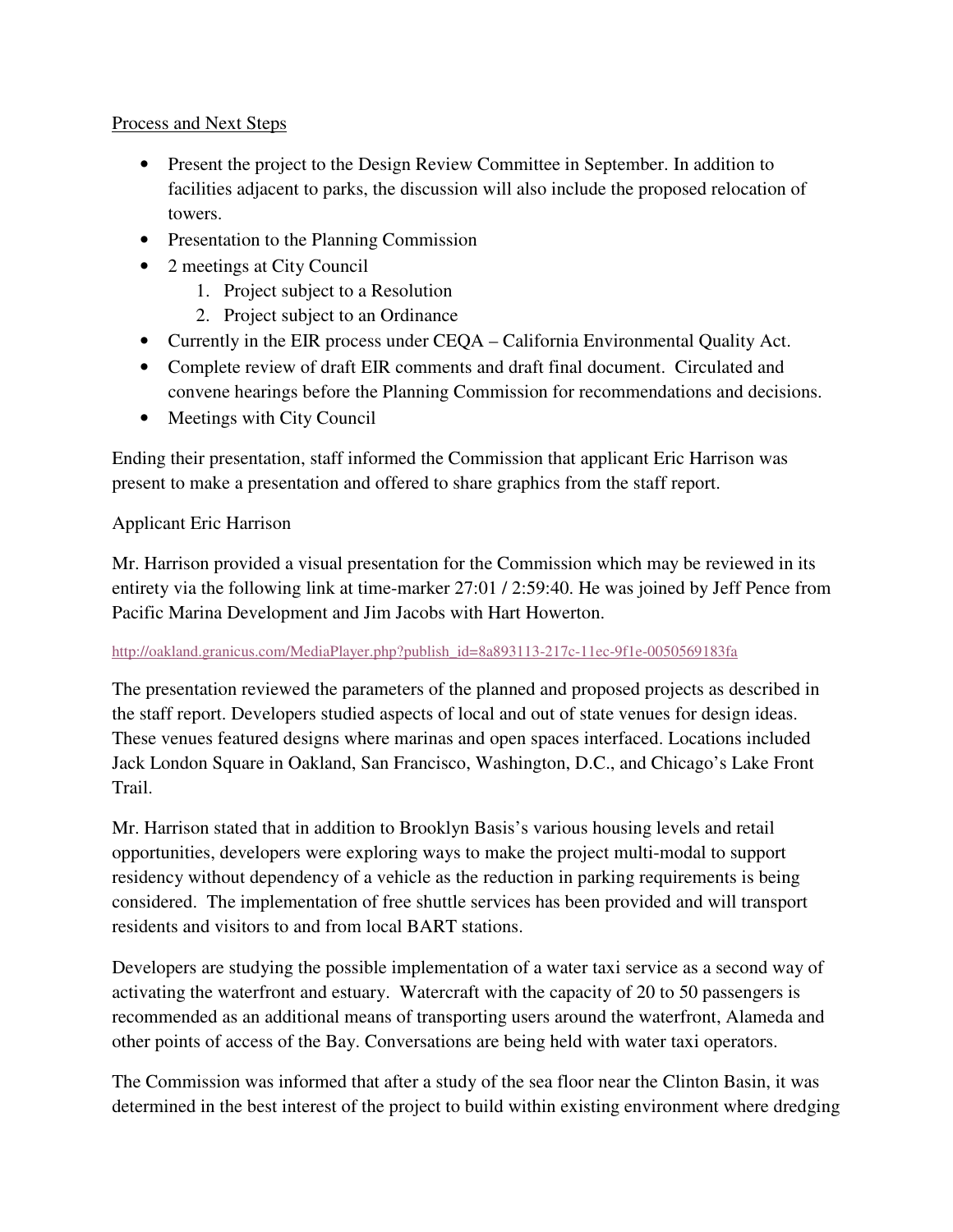Process and Next Steps

- Present the project to the Design Review Committee in September. In addition to facilities adjacent to parks, the discussion will also include the proposed relocation of towers.
- Presentation to the Planning Commission
- 2 meetings at City Council
    1. Project subject to a Resolution
    2. Project subject to an Ordinance
- Currently in the EIR process under CEQA – California Environmental Quality Act.
- Complete review of draft EIR comments and draft final document. Circulated and convene hearings before the Planning Commission for recommendations and decisions.
- Meetings with City Council

Ending their presentation, staff informed the Commission that applicant Eric Harrison was present to make a presentation and offered to share graphics from the staff report.

Applicant Eric Harrison

Mr. Harrison provided a visual presentation for the Commission which may be reviewed in its entirety via the following link at time-marker 27:01 / 2:59:40. He was joined by Jeff Pence from Pacific Marina Development and Jim Jacobs with Hart Howerton.

http://oakland.granicus.com/MediaPlayer.php?publish_id=8a893113-217c-11ec-9f1e-0050569183fa

The presentation reviewed the parameters of the planned and proposed projects as described in the staff report. Developers studied aspects of local and out of state venues for design ideas. These venues featured designs where marinas and open spaces interfaced. Locations included Jack London Square in Oakland, San Francisco, Washington, D.C., and Chicago's Lake Front Trail.

Mr. Harrison stated that in addition to Brooklyn Basis's various housing levels and retail opportunities, developers were exploring ways to make the project multi-modal to support residency without dependency of a vehicle as the reduction in parking requirements is being considered. The implementation of free shuttle services has been provided and will transport residents and visitors to and from local BART stations.

Developers are studying the possible implementation of a water taxi service as a second way of activating the waterfront and estuary. Watercraft with the capacity of 20 to 50 passengers is recommended as an additional means of transporting users around the waterfront, Alameda and other points of access of the Bay. Conversations are being held with water taxi operators.

The Commission was informed that after a study of the sea floor near the Clinton Basin, it was determined in the best interest of the project to build within existing environment where dredging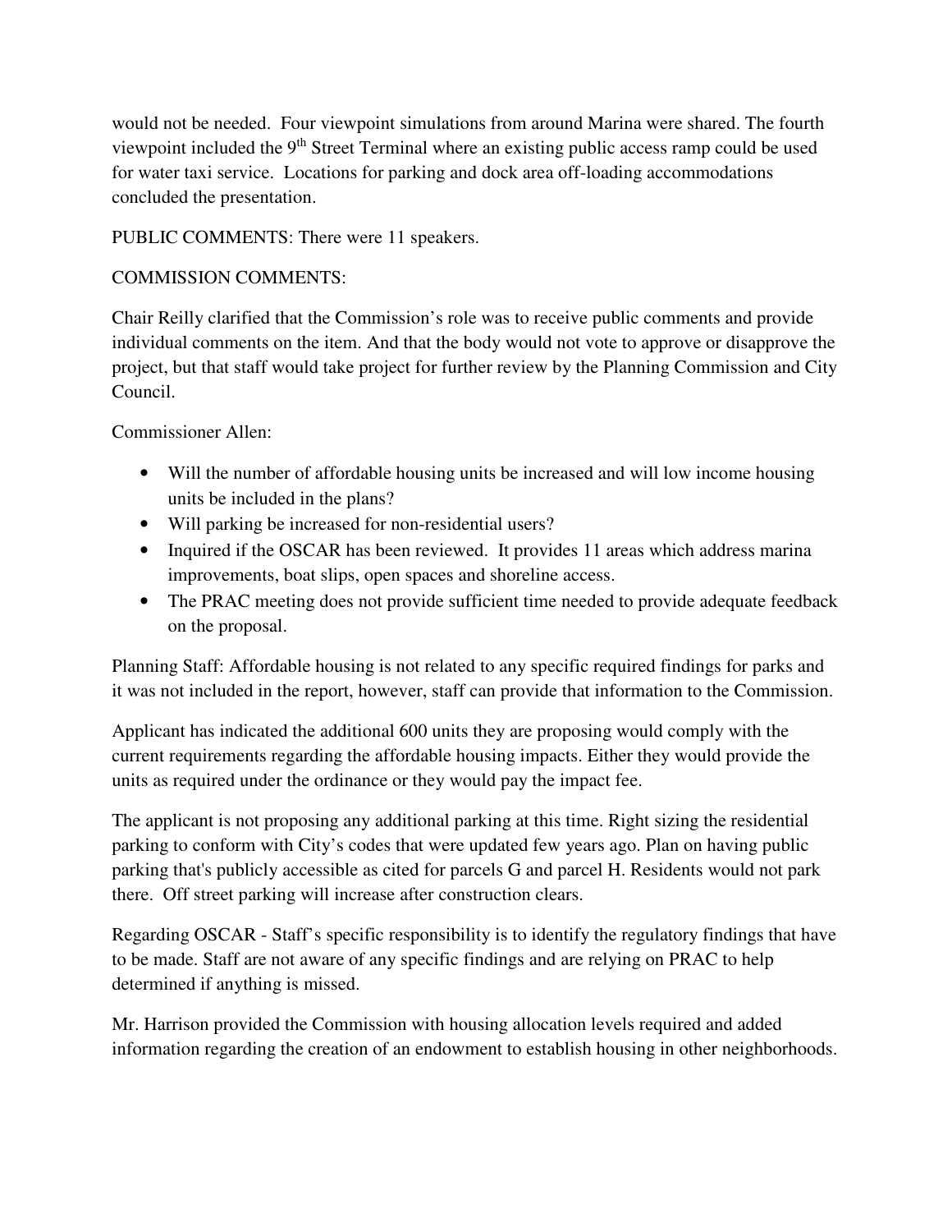would not be needed. Four viewpoint simulations from around Marina were shared. The fourth viewpoint included the 9th Street Terminal where an existing public access ramp could be used for water taxi service. Locations for parking and dock area off-loading accommodations concluded the presentation.

PUBLIC COMMENTS: There were 11 speakers.

COMMISSION COMMENTS:

Chair Reilly clarified that the Commission's role was to receive public comments and provide individual comments on the item. And that the body would not vote to approve or disapprove the project, but that staff would take project for further review by the Planning Commission and City Council.

Commissioner Allen:

- Will the number of affordable housing units be increased and will low income housing units be included in the plans?
- Will parking be increased for non-residential users?
- Inquired if the OSCAR has been reviewed. It provides 11 areas which address marina improvements, boat slips, open spaces and shoreline access.
- The PRAC meeting does not provide sufficient time needed to provide adequate feedback on the proposal.

Planning Staff: Affordable housing is not related to any specific required findings for parks and it was not included in the report, however, staff can provide that information to the Commission.

Applicant has indicated the additional 600 units they are proposing would comply with the current requirements regarding the affordable housing impacts. Either they would provide the units as required under the ordinance or they would pay the impact fee.

The applicant is not proposing any additional parking at this time. Right sizing the residential parking to conform with City's codes that were updated few years ago. Plan on having public parking that's publicly accessible as cited for parcels G and parcel H. Residents would not park there. Off street parking will increase after construction clears.

Regarding OSCAR - Staff's specific responsibility is to identify the regulatory findings that have to be made. Staff are not aware of any specific findings and are relying on PRAC to help determined if anything is missed.

Mr. Harrison provided the Commission with housing allocation levels required and added information regarding the creation of an endowment to establish housing in other neighborhoods.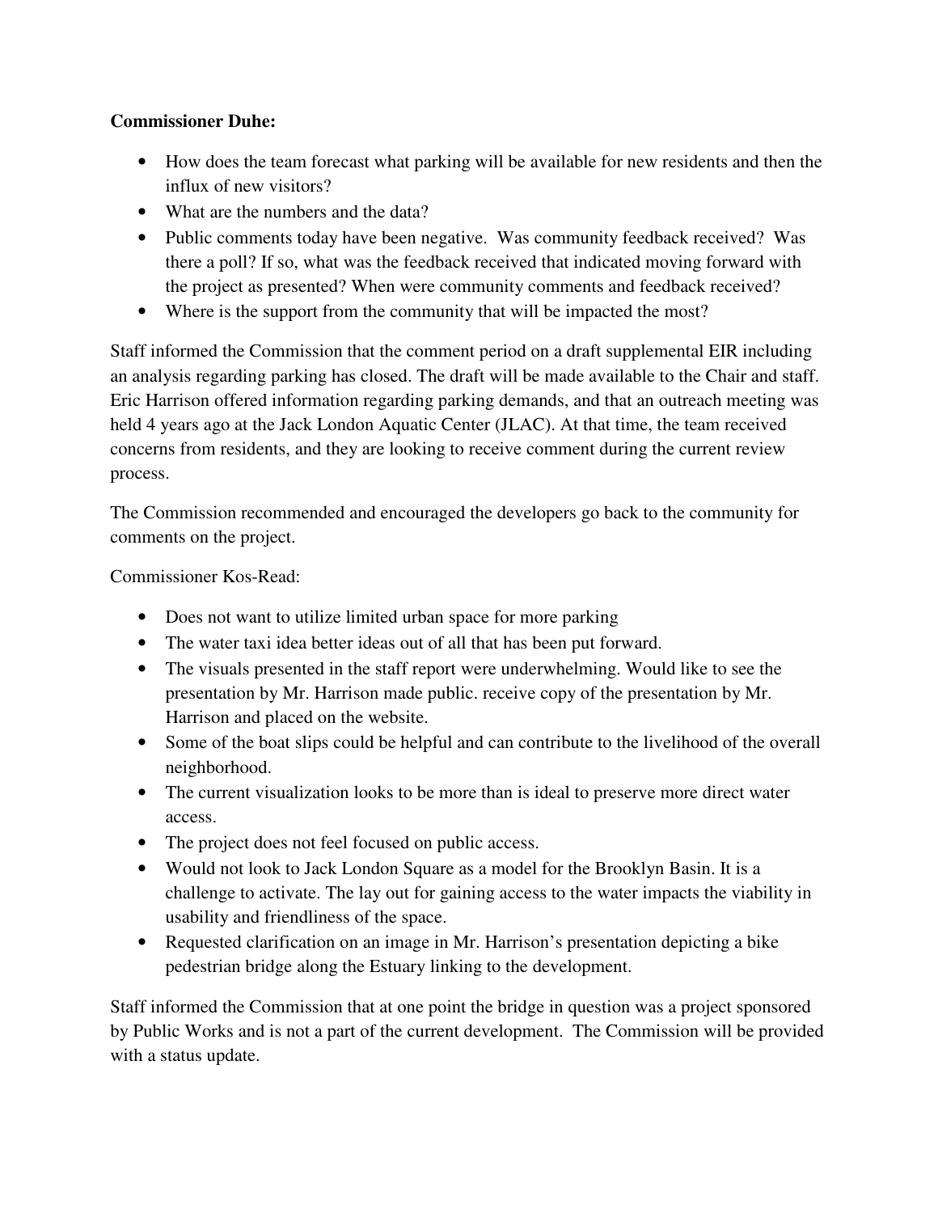**Commissioner Duhe:**

- How does the team forecast what parking will be available for new residents and then the influx of new visitors?
- What are the numbers and the data?
- Public comments today have been negative. Was community feedback received? Was there a poll? If so, what was the feedback received that indicated moving forward with the project as presented? When were community comments and feedback received?
- Where is the support from the community that will be impacted the most?

Staff informed the Commission that the comment period on a draft supplemental EIR including an analysis regarding parking has closed. The draft will be made available to the Chair and staff. Eric Harrison offered information regarding parking demands, and that an outreach meeting was held 4 years ago at the Jack London Aquatic Center (JLAC). At that time, the team received concerns from residents, and they are looking to receive comment during the current review process.

The Commission recommended and encouraged the developers go back to the community for comments on the project.

Commissioner Kos-Read:

- Does not want to utilize limited urban space for more parking
- The water taxi idea better ideas out of all that has been put forward.
- The visuals presented in the staff report were underwhelming. Would like to see the presentation by Mr. Harrison made public. receive copy of the presentation by Mr. Harrison and placed on the website.
- Some of the boat slips could be helpful and can contribute to the livelihood of the overall neighborhood.
- The current visualization looks to be more than is ideal to preserve more direct water access.
- The project does not feel focused on public access.
- Would not look to Jack London Square as a model for the Brooklyn Basin. It is a challenge to activate. The lay out for gaining access to the water impacts the viability in usability and friendliness of the space.
- Requested clarification on an image in Mr. Harrison's presentation depicting a bike pedestrian bridge along the Estuary linking to the development.

Staff informed the Commission that at one point the bridge in question was a project sponsored by Public Works and is not a part of the current development. The Commission will be provided with a status update.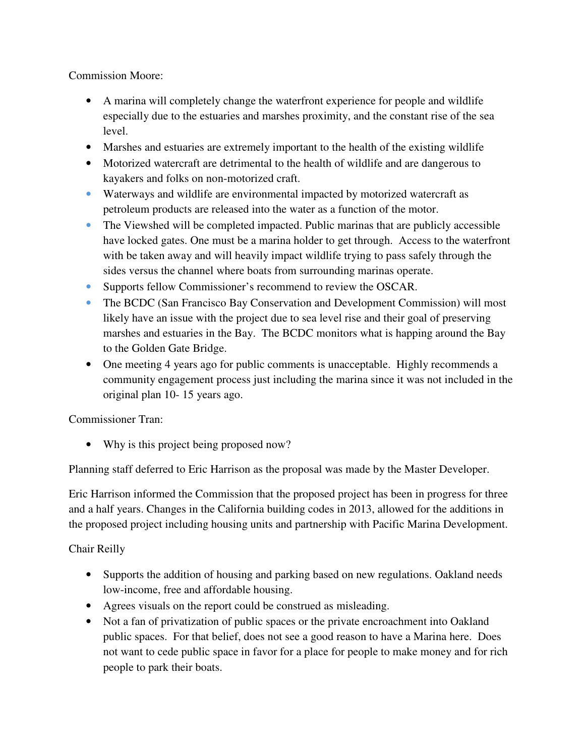Commission Moore:

- A marina will completely change the waterfront experience for people and wildlife especially due to the estuaries and marshes proximity, and the constant rise of the sea level.
- Marshes and estuaries are extremely important to the health of the existing wildlife
- Motorized watercraft are detrimental to the health of wildlife and are dangerous to kayakers and folks on non-motorized craft.
- Waterways and wildlife are environmental impacted by motorized watercraft as petroleum products are released into the water as a function of the motor.
- The Viewshed will be completed impacted. Public marinas that are publicly accessible have locked gates. One must be a marina holder to get through. Access to the waterfront with be taken away and will heavily impact wildlife trying to pass safely through the sides versus the channel where boats from surrounding marinas operate.
- Supports fellow Commissioner's recommend to review the OSCAR.
- The BCDC (San Francisco Bay Conservation and Development Commission) will most likely have an issue with the project due to sea level rise and their goal of preserving marshes and estuaries in the Bay. The BCDC monitors what is happing around the Bay to the Golden Gate Bridge.
- One meeting 4 years ago for public comments is unacceptable. Highly recommends a community engagement process just including the marina since it was not included in the original plan 10- 15 years ago.

Commissioner Tran:

- Why is this project being proposed now?

Planning staff deferred to Eric Harrison as the proposal was made by the Master Developer.

Eric Harrison informed the Commission that the proposed project has been in progress for three and a half years. Changes in the California building codes in 2013, allowed for the additions in the proposed project including housing units and partnership with Pacific Marina Development.

Chair Reilly

- Supports the addition of housing and parking based on new regulations. Oakland needs low-income, free and affordable housing.
- Agrees visuals on the report could be construed as misleading.
- Not a fan of privatization of public spaces or the private encroachment into Oakland public spaces. For that belief, does not see a good reason to have a Marina here. Does not want to cede public space in favor for a place for people to make money and for rich people to park their boats.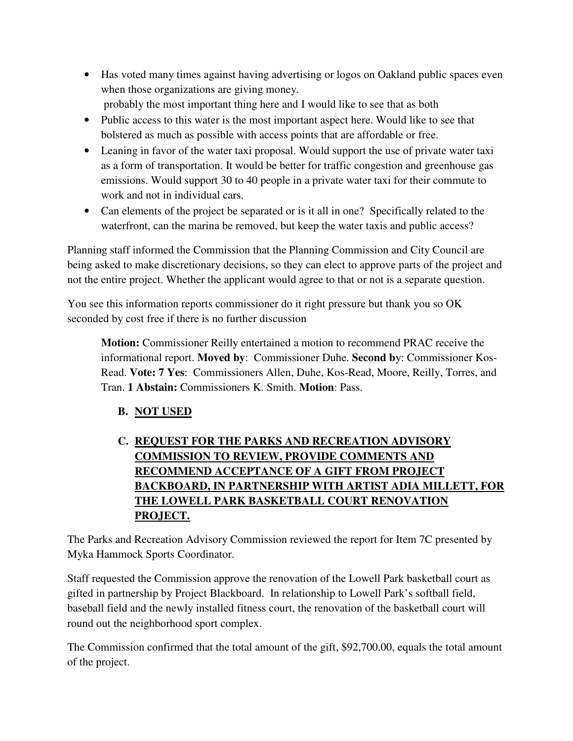- Has voted many times against having advertising or logos on Oakland public spaces even when those organizations are giving money.
   probably the most important thing here and I would like to see that as both
- Public access to this water is the most important aspect here. Would like to see that bolstered as much as possible with access points that are affordable or free.
- Leaning in favor of the water taxi proposal. Would support the use of private water taxi as a form of transportation. It would be better for traffic congestion and greenhouse gas emissions. Would support 30 to 40 people in a private water taxi for their commute to work and not in individual cars.
- Can elements of the project be separated or is it all in one? Specifically related to the waterfront, can the marina be removed, but keep the water taxis and public access?

Planning staff informed the Commission that the Planning Commission and City Council are being asked to make discretionary decisions, so they can elect to approve parts of the project and not the entire project. Whether the applicant would agree to that or not is a separate question.

You see this information reports commissioner do it right pressure but thank you so OK seconded by cost free if there is no further discussion

> **Motion:** Commissioner Reilly entertained a motion to recommend PRAC receive the informational report. **Moved by**: Commissioner Duhe. **Second b**y: Commissioner Kos-Read. **Vote: 7 Yes**: Commissioners Allen, Duhe, Kos-Read, Moore, Reilly, Torres, and Tran. **1 Abstain:** Commissioners K. Smith. **Motion**: Pass.

**B. NOT USED**

**C. REQUEST FOR THE PARKS AND RECREATION ADVISORY COMMISSION TO REVIEW, PROVIDE COMMENTS AND RECOMMEND ACCEPTANCE OF A GIFT FROM PROJECT BACKBOARD, IN PARTNERSHIP WITH ARTIST ADIA MILLETT, FOR THE LOWELL PARK BASKETBALL COURT RENOVATION PROJECT.**

The Parks and Recreation Advisory Commission reviewed the report for Item 7C presented by Myka Hammock Sports Coordinator.

Staff requested the Commission approve the renovation of the Lowell Park basketball court as gifted in partnership by Project Blackboard. In relationship to Lowell Park's softball field, baseball field and the newly installed fitness court, the renovation of the basketball court will round out the neighborhood sport complex.

The Commission confirmed that the total amount of the gift, $92,700.00, equals the total amount of the project.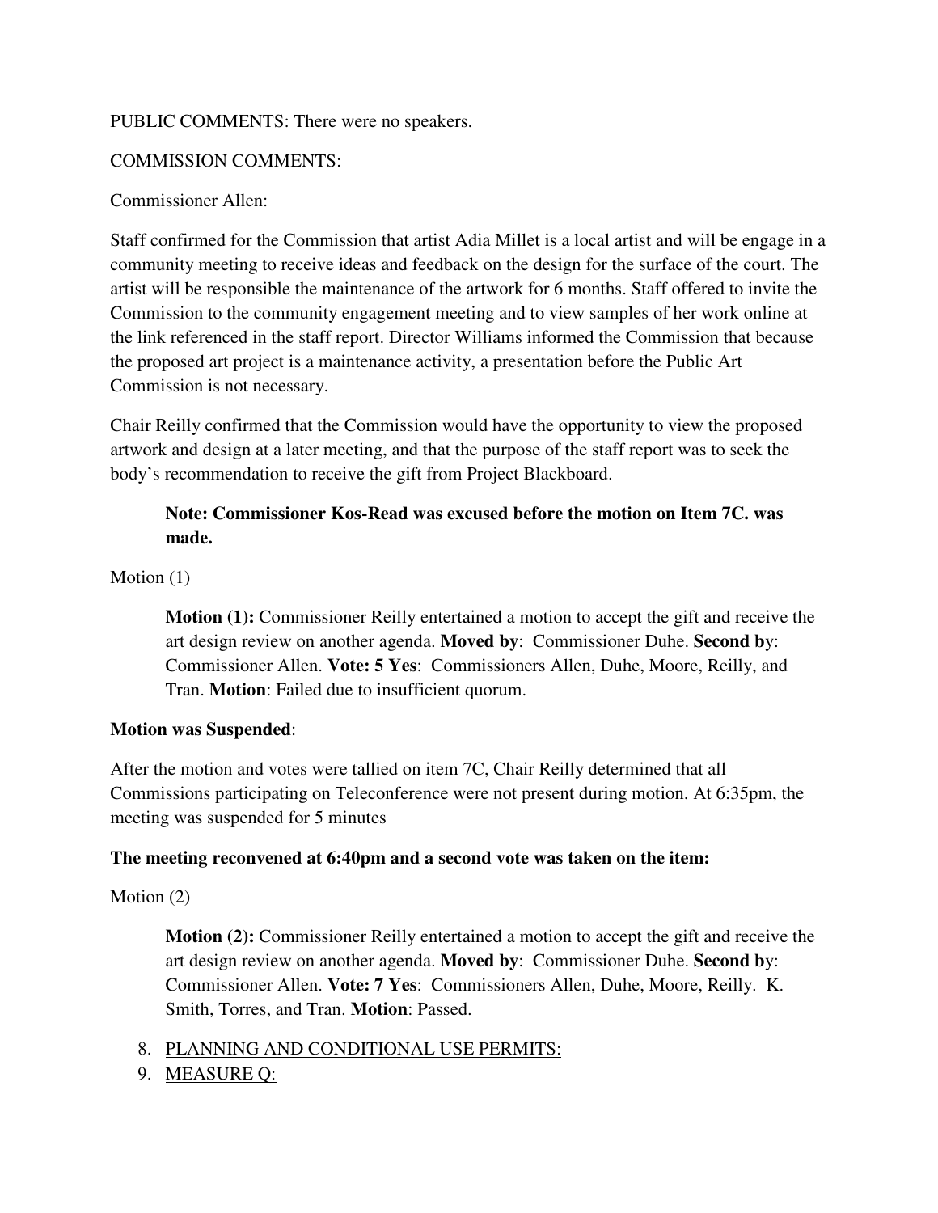PUBLIC COMMENTS: There were no speakers.

COMMISSION COMMENTS:

Commissioner Allen:

Staff confirmed for the Commission that artist Adia Millet is a local artist and will be engage in a community meeting to receive ideas and feedback on the design for the surface of the court. The artist will be responsible the maintenance of the artwork for 6 months. Staff offered to invite the Commission to the community engagement meeting and to view samples of her work online at the link referenced in the staff report. Director Williams informed the Commission that because the proposed art project is a maintenance activity, a presentation before the Public Art Commission is not necessary.

Chair Reilly confirmed that the Commission would have the opportunity to view the proposed artwork and design at a later meeting, and that the purpose of the staff report was to seek the body's recommendation to receive the gift from Project Blackboard.

> **Note: Commissioner Kos-Read was excused before the motion on Item 7C. was made.**

Motion (1)

> **Motion (1):** Commissioner Reilly entertained a motion to accept the gift and receive the art design review on another agenda. **Moved by**: Commissioner Duhe. **Second by**: Commissioner Allen. **Vote: 5 Yes**: Commissioners Allen, Duhe, Moore, Reilly, and Tran. **Motion**: Failed due to insufficient quorum.

**Motion was Suspended**:

After the motion and votes were tallied on item 7C, Chair Reilly determined that all Commissions participating on Teleconference were not present during motion. At 6:35pm, the meeting was suspended for 5 minutes

**The meeting reconvened at 6:40pm and a second vote was taken on the item:**

Motion (2)

> **Motion (2):** Commissioner Reilly entertained a motion to accept the gift and receive the art design review on another agenda. **Moved by**: Commissioner Duhe. **Second by**: Commissioner Allen. **Vote: 7 Yes**: Commissioners Allen, Duhe, Moore, Reilly. K. Smith, Torres, and Tran. **Motion**: Passed.

8. PLANNING AND CONDITIONAL USE PERMITS:
9. MEASURE Q: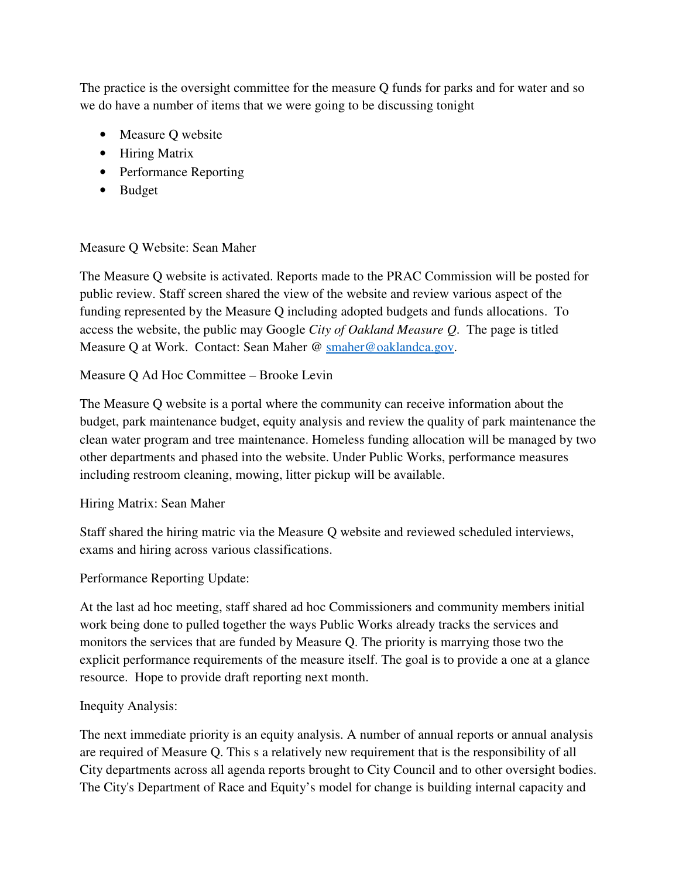The practice is the oversight committee for the measure Q funds for parks and for water and so we do have a number of items that we were going to be discussing tonight

- Measure Q website
- Hiring Matrix
- Performance Reporting
- Budget

Measure Q Website: Sean Maher

The Measure Q website is activated. Reports made to the PRAC Commission will be posted for public review. Staff screen shared the view of the website and review various aspect of the funding represented by the Measure Q including adopted budgets and funds allocations. To access the website, the public may Google *City of Oakland Measure Q*. The page is titled Measure Q at Work. Contact: Sean Maher @ smaher@oaklandca.gov.

Measure Q Ad Hoc Committee – Brooke Levin

The Measure Q website is a portal where the community can receive information about the budget, park maintenance budget, equity analysis and review the quality of park maintenance the clean water program and tree maintenance. Homeless funding allocation will be managed by two other departments and phased into the website. Under Public Works, performance measures including restroom cleaning, mowing, litter pickup will be available.

Hiring Matrix: Sean Maher

Staff shared the hiring matric via the Measure Q website and reviewed scheduled interviews, exams and hiring across various classifications.

Performance Reporting Update:

At the last ad hoc meeting, staff shared ad hoc Commissioners and community members initial work being done to pulled together the ways Public Works already tracks the services and monitors the services that are funded by Measure Q. The priority is marrying those two the explicit performance requirements of the measure itself. The goal is to provide a one at a glance resource. Hope to provide draft reporting next month.

Inequity Analysis:

The next immediate priority is an equity analysis. A number of annual reports or annual analysis are required of Measure Q. This s a relatively new requirement that is the responsibility of all City departments across all agenda reports brought to City Council and to other oversight bodies. The City's Department of Race and Equity's model for change is building internal capacity and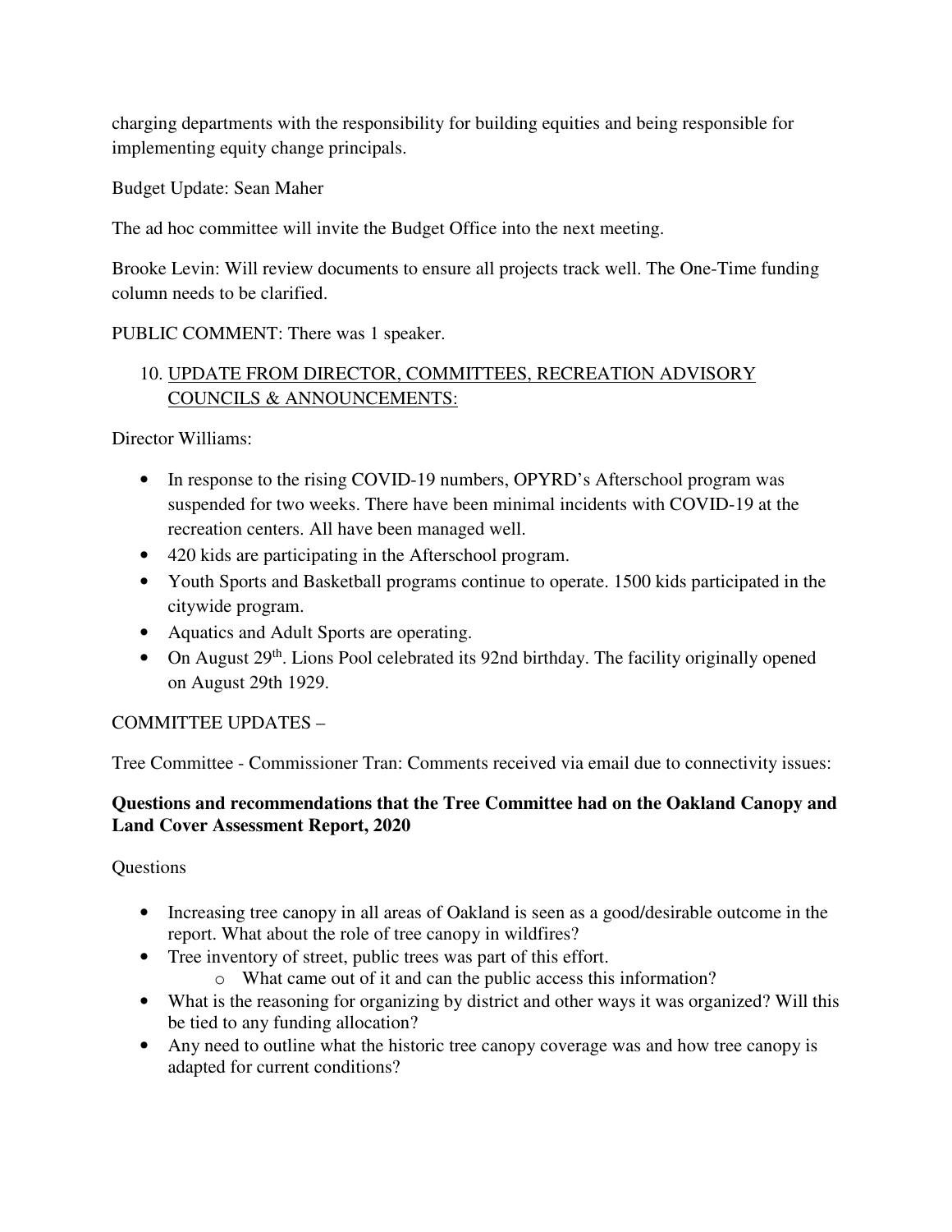charging departments with the responsibility for building equities and being responsible for implementing equity change principals.

Budget Update: Sean Maher

The ad hoc committee will invite the Budget Office into the next meeting.

Brooke Levin: Will review documents to ensure all projects track well. The One-Time funding column needs to be clarified.

PUBLIC COMMENT: There was 1 speaker.

10. UPDATE FROM DIRECTOR, COMMITTEES, RECREATION ADVISORY COUNCILS & ANNOUNCEMENTS:

Director Williams:

- In response to the rising COVID-19 numbers, OPYRD's Afterschool program was suspended for two weeks. There have been minimal incidents with COVID-19 at the recreation centers. All have been managed well.
- 420 kids are participating in the Afterschool program.
- Youth Sports and Basketball programs continue to operate. 1500 kids participated in the citywide program.
- Aquatics and Adult Sports are operating.
- On August 29th. Lions Pool celebrated its 92nd birthday. The facility originally opened on August 29th 1929.

COMMITTEE UPDATES –

Tree Committee - Commissioner Tran: Comments received via email due to connectivity issues:

**Questions and recommendations that the Tree Committee had on the Oakland Canopy and Land Cover Assessment Report, 2020**

Questions

- Increasing tree canopy in all areas of Oakland is seen as a good/desirable outcome in the report. What about the role of tree canopy in wildfires?
- Tree inventory of street, public trees was part of this effort.
  - What came out of it and can the public access this information?
- What is the reasoning for organizing by district and other ways it was organized? Will this be tied to any funding allocation?
- Any need to outline what the historic tree canopy coverage was and how tree canopy is adapted for current conditions?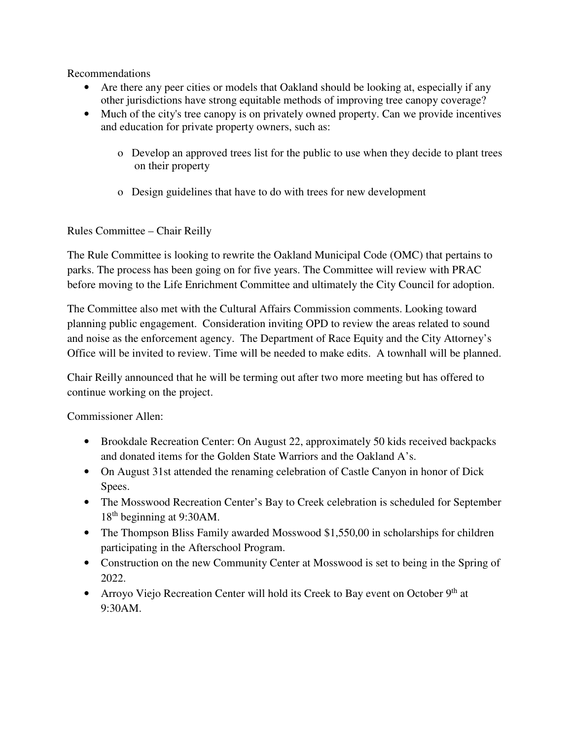Recommendations

- Are there any peer cities or models that Oakland should be looking at, especially if any other jurisdictions have strong equitable methods of improving tree canopy coverage?
- Much of the city's tree canopy is on privately owned property. Can we provide incentives and education for private property owners, such as:
  - Develop an approved trees list for the public to use when they decide to plant trees on their property
  - Design guidelines that have to do with trees for new development

Rules Committee – Chair Reilly

The Rule Committee is looking to rewrite the Oakland Municipal Code (OMC) that pertains to parks. The process has been going on for five years. The Committee will review with PRAC before moving to the Life Enrichment Committee and ultimately the City Council for adoption.

The Committee also met with the Cultural Affairs Commission comments. Looking toward planning public engagement. Consideration inviting OPD to review the areas related to sound and noise as the enforcement agency. The Department of Race Equity and the City Attorney's Office will be invited to review. Time will be needed to make edits. A townhall will be planned.

Chair Reilly announced that he will be terming out after two more meeting but has offered to continue working on the project.

Commissioner Allen:

- Brookdale Recreation Center: On August 22, approximately 50 kids received backpacks and donated items for the Golden State Warriors and the Oakland A's.
- On August 31st attended the renaming celebration of Castle Canyon in honor of Dick Spees.
- The Mosswood Recreation Center's Bay to Creek celebration is scheduled for September 18th beginning at 9:30AM.
- The Thompson Bliss Family awarded Mosswood $1,550,00 in scholarships for children participating in the Afterschool Program.
- Construction on the new Community Center at Mosswood is set to being in the Spring of 2022.
- Arroyo Viejo Recreation Center will hold its Creek to Bay event on October 9th at 9:30AM.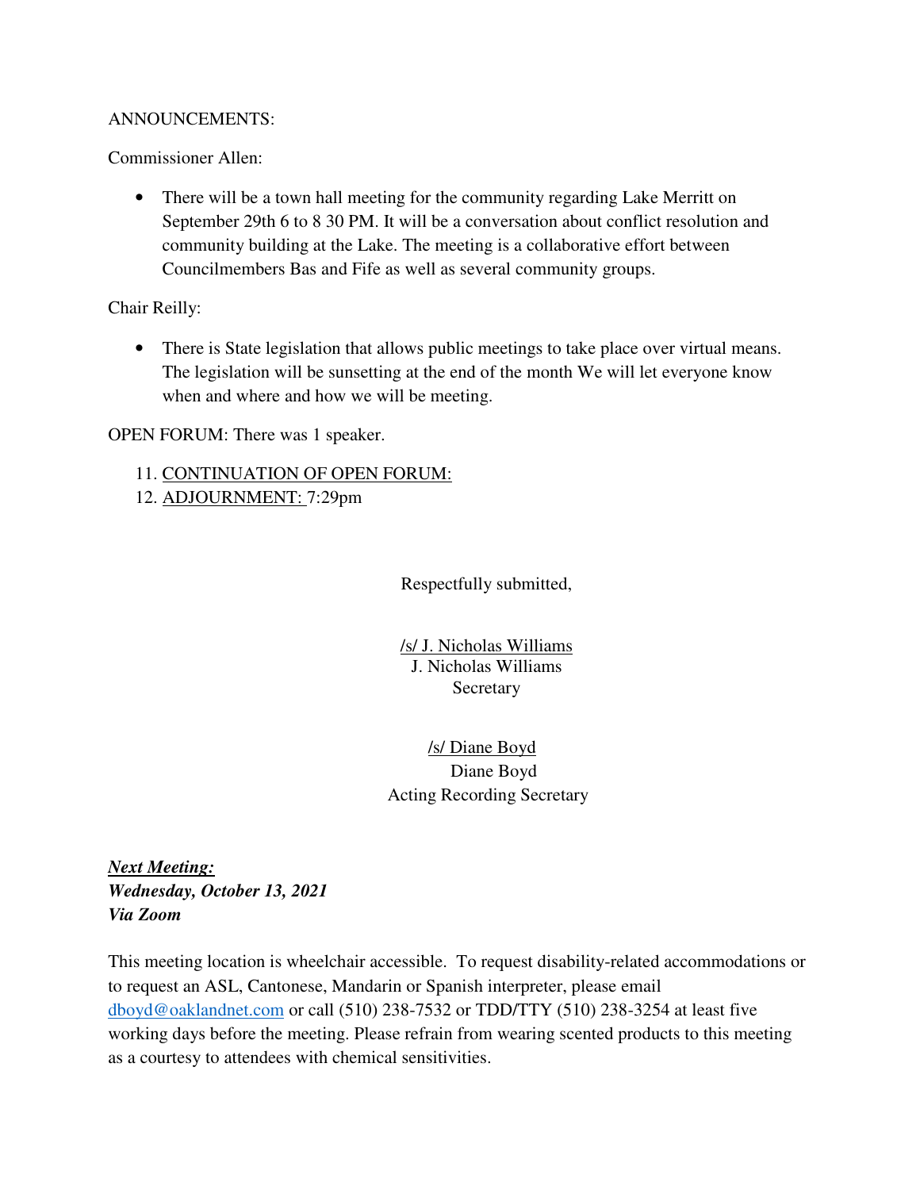ANNOUNCEMENTS:

Commissioner Allen:

- There will be a town hall meeting for the community regarding Lake Merritt on September 29th 6 to 8 30 PM. It will be a conversation about conflict resolution and community building at the Lake. The meeting is a collaborative effort between Councilmembers Bas and Fife as well as several community groups.

Chair Reilly:

- There is State legislation that allows public meetings to take place over virtual means. The legislation will be sunsetting at the end of the month We will let everyone know when and where and how we will be meeting.

OPEN FORUM: There was 1 speaker.

11. CONTINUATION OF OPEN FORUM:
12. ADJOURNMENT: 7:29pm

Respectfully submitted,

/s/ J. Nicholas Williams
J. Nicholas Williams
Secretary

/s/ Diane Boyd
Diane Boyd
Acting Recording Secretary

***Next Meeting:***
***Wednesday, October 13, 2021***
***Via Zoom***

This meeting location is wheelchair accessible. To request disability-related accommodations or to request an ASL, Cantonese, Mandarin or Spanish interpreter, please email dboyd@oaklandnet.com or call (510) 238-7532 or TDD/TTY (510) 238-3254 at least five working days before the meeting. Please refrain from wearing scented products to this meeting as a courtesy to attendees with chemical sensitivities.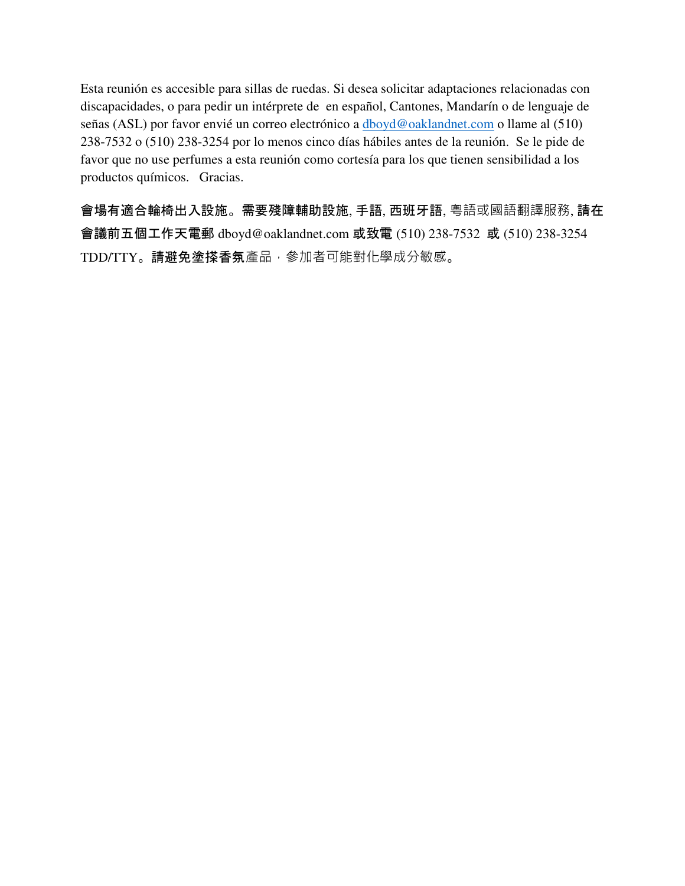Esta reunión es accesible para sillas de ruedas. Si desea solicitar adaptaciones relacionadas con discapacidades, o para pedir un intérprete de  en español, Cantones, Mandarín o de lenguaje de señas (ASL) por favor envié un correo electrónico a dboyd@oaklandnet.com o llame al (510) 238-7532 o (510) 238-3254 por lo menos cinco días hábiles antes de la reunión.  Se le pide de favor que no use perfumes a esta reunión como cortesía para los que tienen sensibilidad a los productos químicos.   Gracias.

**會場有適合輪椅出入設施。需要殘障輔助設施, 手語, 西班牙語**, 粵語或國語翻譯服務, **請在會議前五個工作天電郵** dboyd@oaklandnet.com **或致電** (510) 238-7532  **或** (510) 238-3254 TDD/TTY。**請避免塗搽香氛**產品，參加者可能對化學成分敏感。